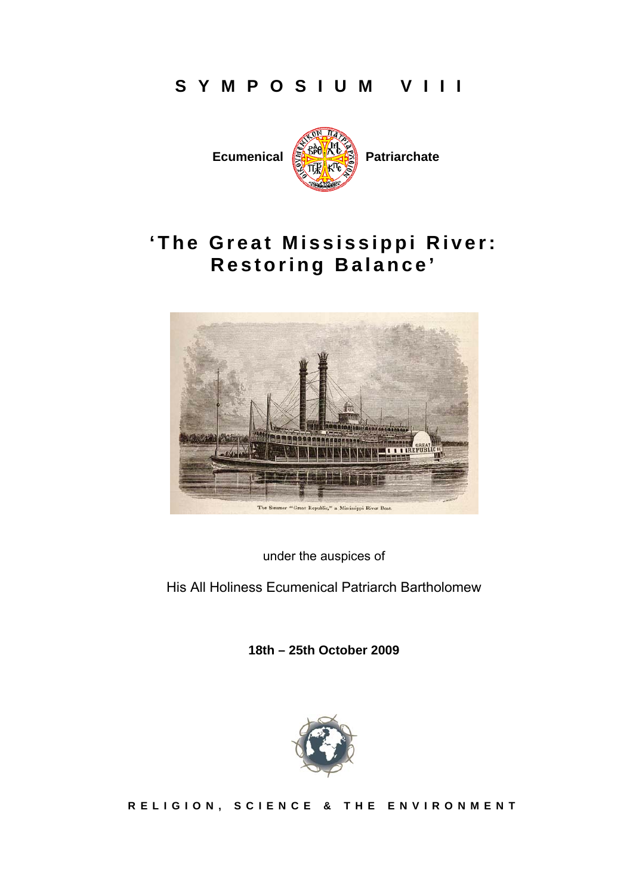# SYMPOSIUM VIII

**Ecumenical Patriarchate**

## 'The Great Mississippi River: Restoring Balance'

The Steamer "Great Republic," a Mississippi River Boat.

under the auspices of

His All Holiness Ecumenical Patriarch Bartholomew

**18th – 25th October 2009**

RELIGION, SCIENCE & THE ENVIRONMENT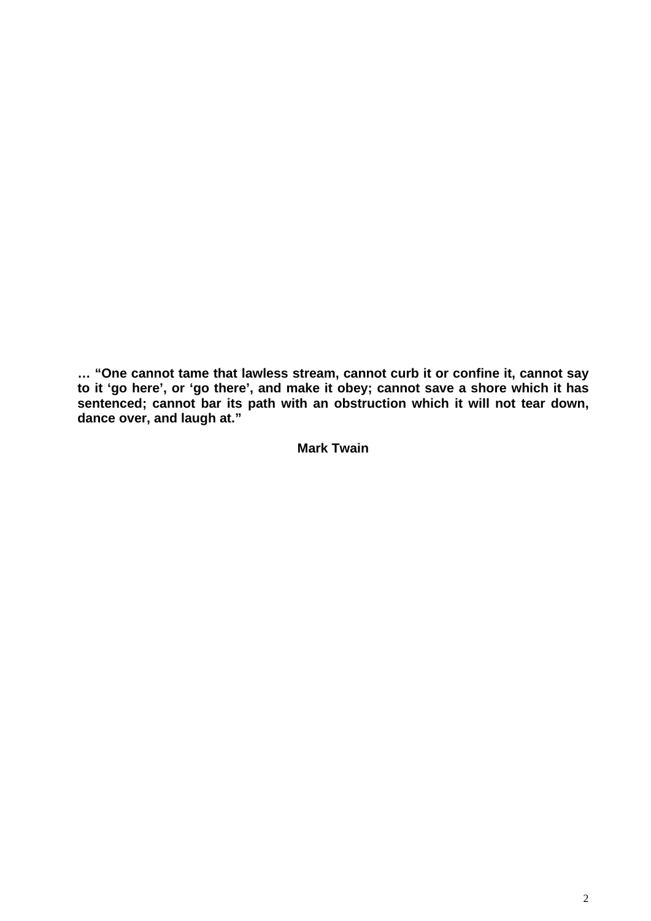**… “One cannot tame that lawless stream, cannot curb it or confine it, cannot say to it ‘go here’, or ‘go there’, and make it obey; cannot save a shore which it has sentenced; cannot bar its path with an obstruction which it will not tear down, dance over, and laugh at.”**

**Mark Twain**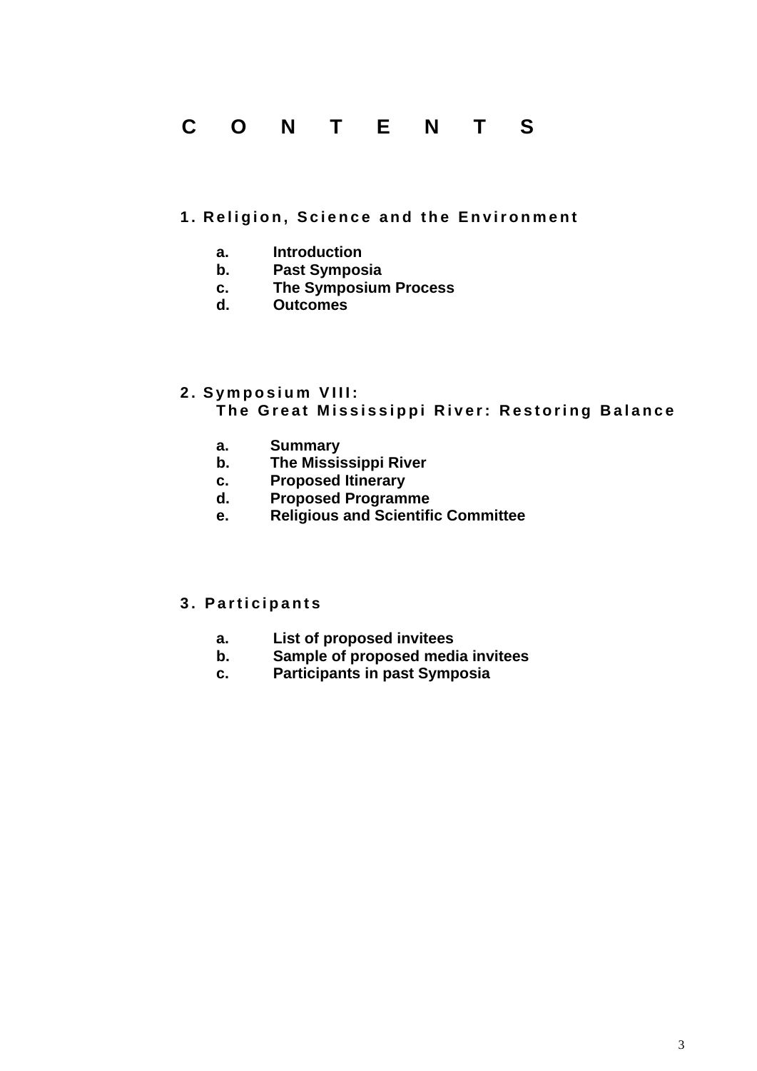# CONTENTS

## 1. Religion, Science and the Environment

- a. Introduction
- b. Past Symposia
- c. The Symposium Process
- d. Outcomes

## 2. Symposium VIII: The Great Mississippi River: Restoring Balance

- a. Summary
- b. The Mississippi River
- c. Proposed Itinerary
- d. Proposed Programme
- e. Religious and Scientific Committee

## 3. Participants

- a. List of proposed invitees
- b. Sample of proposed media invitees
- c. Participants in past Symposia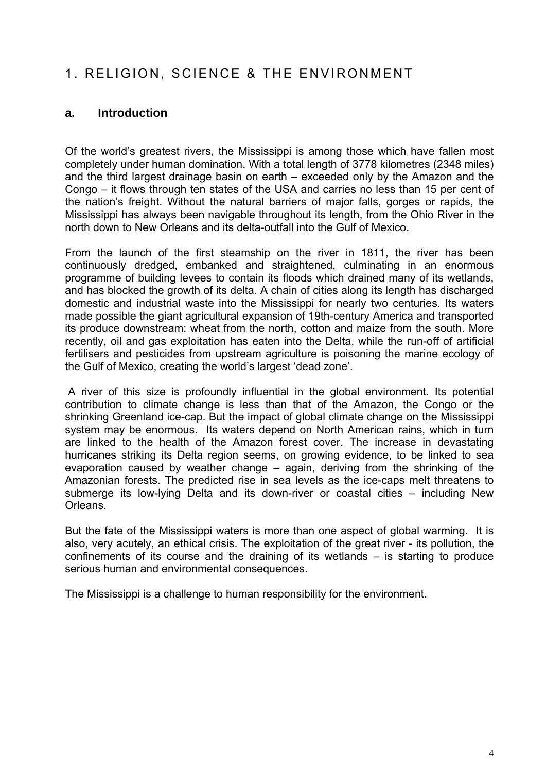# 1. RELIGION, SCIENCE & THE ENVIRONMENT

## a. Introduction

Of the world's greatest rivers, the Mississippi is among those which have fallen most completely under human domination. With a total length of 3778 kilometres (2348 miles) and the third largest drainage basin on earth – exceeded only by the Amazon and the Congo – it flows through ten states of the USA and carries no less than 15 per cent of the nation's freight. Without the natural barriers of major falls, gorges or rapids, the Mississippi has always been navigable throughout its length, from the Ohio River in the north down to New Orleans and its delta-outfall into the Gulf of Mexico.

From the launch of the first steamship on the river in 1811, the river has been continuously dredged, embanked and straightened, culminating in an enormous programme of building levees to contain its floods which drained many of its wetlands, and has blocked the growth of its delta. A chain of cities along its length has discharged domestic and industrial waste into the Mississippi for nearly two centuries. Its waters made possible the giant agricultural expansion of 19th-century America and transported its produce downstream: wheat from the north, cotton and maize from the south. More recently, oil and gas exploitation has eaten into the Delta, while the run-off of artificial fertilisers and pesticides from upstream agriculture is poisoning the marine ecology of the Gulf of Mexico, creating the world's largest 'dead zone'.

A river of this size is profoundly influential in the global environment. Its potential contribution to climate change is less than that of the Amazon, the Congo or the shrinking Greenland ice-cap. But the impact of global climate change on the Mississippi system may be enormous. Its waters depend on North American rains, which in turn are linked to the health of the Amazon forest cover. The increase in devastating hurricanes striking its Delta region seems, on growing evidence, to be linked to sea evaporation caused by weather change – again, deriving from the shrinking of the Amazonian forests. The predicted rise in sea levels as the ice-caps melt threatens to submerge its low-lying Delta and its down-river or coastal cities – including New Orleans.

But the fate of the Mississippi waters is more than one aspect of global warming. It is also, very acutely, an ethical crisis. The exploitation of the great river - its pollution, the confinements of its course and the draining of its wetlands – is starting to produce serious human and environmental consequences.

The Mississippi is a challenge to human responsibility for the environment.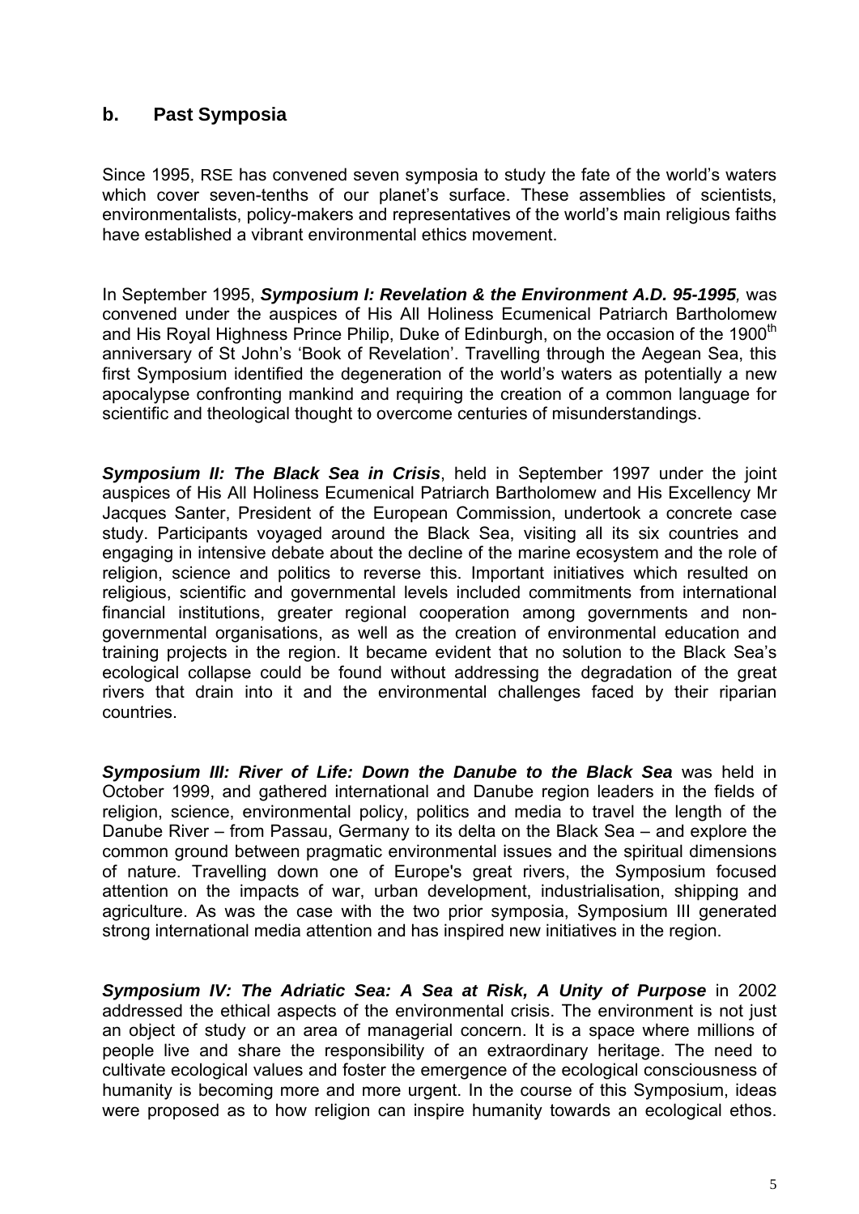## b. Past Symposia

Since 1995, RSE has convened seven symposia to study the fate of the world's waters which cover seven-tenths of our planet's surface. These assemblies of scientists, environmentalists, policy-makers and representatives of the world's main religious faiths have established a vibrant environmental ethics movement.

In September 1995, ***Symposium I: Revelation & the Environment A.D. 95-1995****,* was convened under the auspices of His All Holiness Ecumenical Patriarch Bartholomew and His Royal Highness Prince Philip, Duke of Edinburgh, on the occasion of the 1900th anniversary of St John's 'Book of Revelation'. Travelling through the Aegean Sea, this first Symposium identified the degeneration of the world's waters as potentially a new apocalypse confronting mankind and requiring the creation of a common language for scientific and theological thought to overcome centuries of misunderstandings.

***Symposium II: The Black Sea in Crisis***, held in September 1997 under the joint auspices of His All Holiness Ecumenical Patriarch Bartholomew and His Excellency Mr Jacques Santer, President of the European Commission, undertook a concrete case study. Participants voyaged around the Black Sea, visiting all its six countries and engaging in intensive debate about the decline of the marine ecosystem and the role of religion, science and politics to reverse this. Important initiatives which resulted on religious, scientific and governmental levels included commitments from international financial institutions, greater regional cooperation among governments and non-governmental organisations, as well as the creation of environmental education and training projects in the region. It became evident that no solution to the Black Sea's ecological collapse could be found without addressing the degradation of the great rivers that drain into it and the environmental challenges faced by their riparian countries.

***Symposium III: River of Life: Down the Danube to the Black Sea*** was held in October 1999, and gathered international and Danube region leaders in the fields of religion, science, environmental policy, politics and media to travel the length of the Danube River – from Passau, Germany to its delta on the Black Sea – and explore the common ground between pragmatic environmental issues and the spiritual dimensions of nature. Travelling down one of Europe's great rivers, the Symposium focused attention on the impacts of war, urban development, industrialisation, shipping and agriculture. As was the case with the two prior symposia, Symposium III generated strong international media attention and has inspired new initiatives in the region.

***Symposium IV: The Adriatic Sea: A Sea at Risk, A Unity of Purpose*** in 2002 addressed the ethical aspects of the environmental crisis. The environment is not just an object of study or an area of managerial concern. It is a space where millions of people live and share the responsibility of an extraordinary heritage. The need to cultivate ecological values and foster the emergence of the ecological consciousness of humanity is becoming more and more urgent. In the course of this Symposium, ideas were proposed as to how religion can inspire humanity towards an ecological ethos.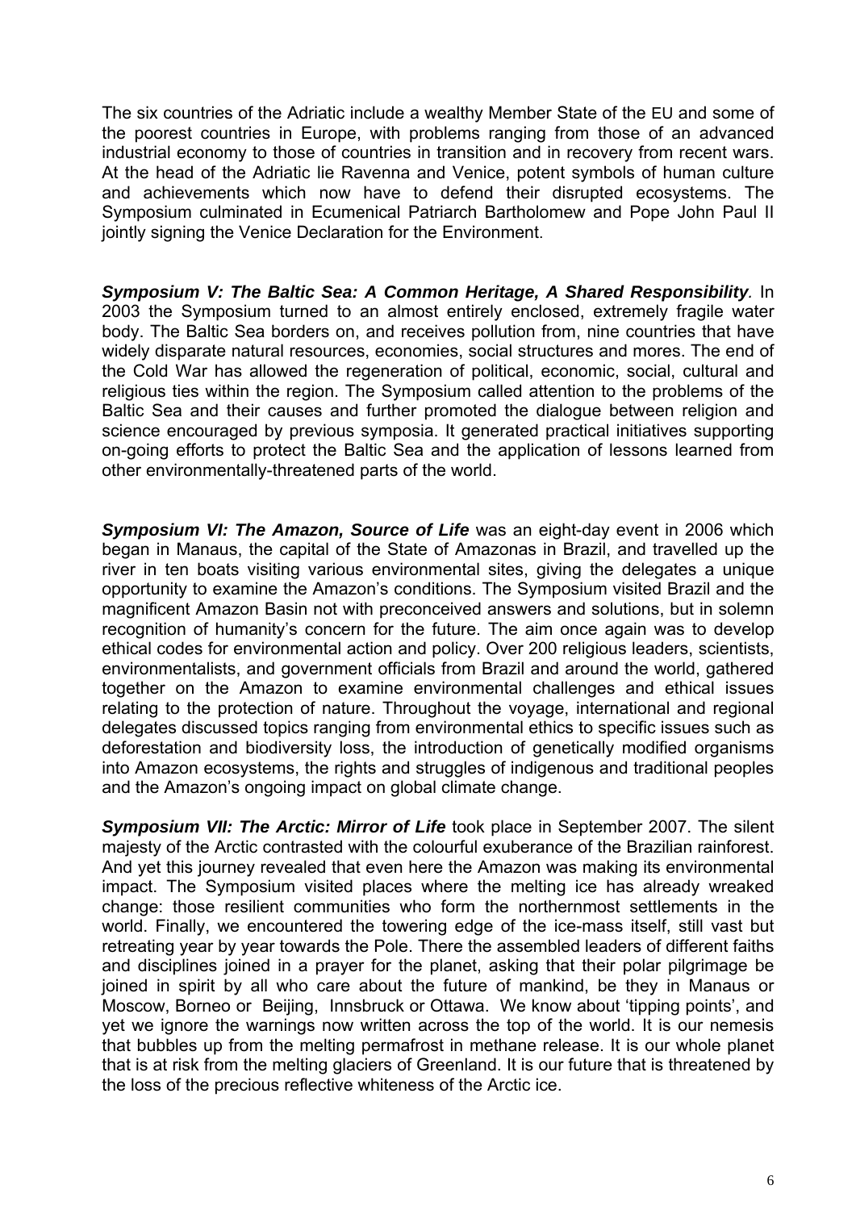The six countries of the Adriatic include a wealthy Member State of the EU and some of the poorest countries in Europe, with problems ranging from those of an advanced industrial economy to those of countries in transition and in recovery from recent wars. At the head of the Adriatic lie Ravenna and Venice, potent symbols of human culture and achievements which now have to defend their disrupted ecosystems. The Symposium culminated in Ecumenical Patriarch Bartholomew and Pope John Paul II jointly signing the Venice Declaration for the Environment.

***Symposium V: The Baltic Sea: A Common Heritage, A Shared Responsibility.*** In 2003 the Symposium turned to an almost entirely enclosed, extremely fragile water body. The Baltic Sea borders on, and receives pollution from, nine countries that have widely disparate natural resources, economies, social structures and mores. The end of the Cold War has allowed the regeneration of political, economic, social, cultural and religious ties within the region. The Symposium called attention to the problems of the Baltic Sea and their causes and further promoted the dialogue between religion and science encouraged by previous symposia. It generated practical initiatives supporting on-going efforts to protect the Baltic Sea and the application of lessons learned from other environmentally-threatened parts of the world.

***Symposium VI: The Amazon, Source of Life*** was an eight-day event in 2006 which began in Manaus, the capital of the State of Amazonas in Brazil, and travelled up the river in ten boats visiting various environmental sites, giving the delegates a unique opportunity to examine the Amazon's conditions. The Symposium visited Brazil and the magnificent Amazon Basin not with preconceived answers and solutions, but in solemn recognition of humanity's concern for the future. The aim once again was to develop ethical codes for environmental action and policy. Over 200 religious leaders, scientists, environmentalists, and government officials from Brazil and around the world, gathered together on the Amazon to examine environmental challenges and ethical issues relating to the protection of nature. Throughout the voyage, international and regional delegates discussed topics ranging from environmental ethics to specific issues such as deforestation and biodiversity loss, the introduction of genetically modified organisms into Amazon ecosystems, the rights and struggles of indigenous and traditional peoples and the Amazon's ongoing impact on global climate change.

***Symposium VII: The Arctic: Mirror of Life*** took place in September 2007. The silent majesty of the Arctic contrasted with the colourful exuberance of the Brazilian rainforest. And yet this journey revealed that even here the Amazon was making its environmental impact. The Symposium visited places where the melting ice has already wreaked change: those resilient communities who form the northernmost settlements in the world. Finally, we encountered the towering edge of the ice-mass itself, still vast but retreating year by year towards the Pole. There the assembled leaders of different faiths and disciplines joined in a prayer for the planet, asking that their polar pilgrimage be joined in spirit by all who care about the future of mankind, be they in Manaus or Moscow, Borneo or Beijing, Innsbruck or Ottawa. We know about 'tipping points', and yet we ignore the warnings now written across the top of the world. It is our nemesis that bubbles up from the melting permafrost in methane release. It is our whole planet that is at risk from the melting glaciers of Greenland. It is our future that is threatened by the loss of the precious reflective whiteness of the Arctic ice.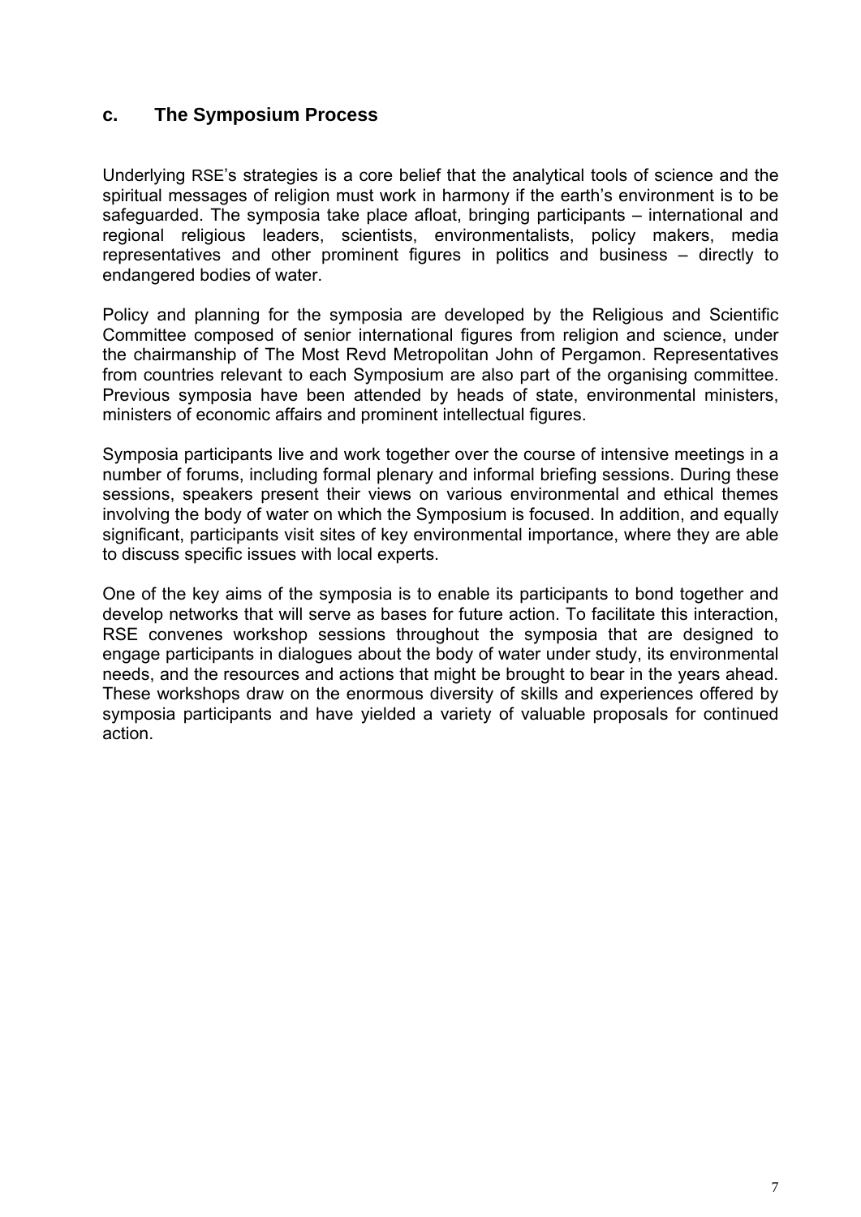## c. The Symposium Process

Underlying RSE's strategies is a core belief that the analytical tools of science and the spiritual messages of religion must work in harmony if the earth's environment is to be safeguarded. The symposia take place afloat, bringing participants – international and regional religious leaders, scientists, environmentalists, policy makers, media representatives and other prominent figures in politics and business – directly to endangered bodies of water.

Policy and planning for the symposia are developed by the Religious and Scientific Committee composed of senior international figures from religion and science, under the chairmanship of The Most Revd Metropolitan John of Pergamon. Representatives from countries relevant to each Symposium are also part of the organising committee. Previous symposia have been attended by heads of state, environmental ministers, ministers of economic affairs and prominent intellectual figures.

Symposia participants live and work together over the course of intensive meetings in a number of forums, including formal plenary and informal briefing sessions. During these sessions, speakers present their views on various environmental and ethical themes involving the body of water on which the Symposium is focused. In addition, and equally significant, participants visit sites of key environmental importance, where they are able to discuss specific issues with local experts.

One of the key aims of the symposia is to enable its participants to bond together and develop networks that will serve as bases for future action. To facilitate this interaction, RSE convenes workshop sessions throughout the symposia that are designed to engage participants in dialogues about the body of water under study, its environmental needs, and the resources and actions that might be brought to bear in the years ahead. These workshops draw on the enormous diversity of skills and experiences offered by symposia participants and have yielded a variety of valuable proposals for continued action.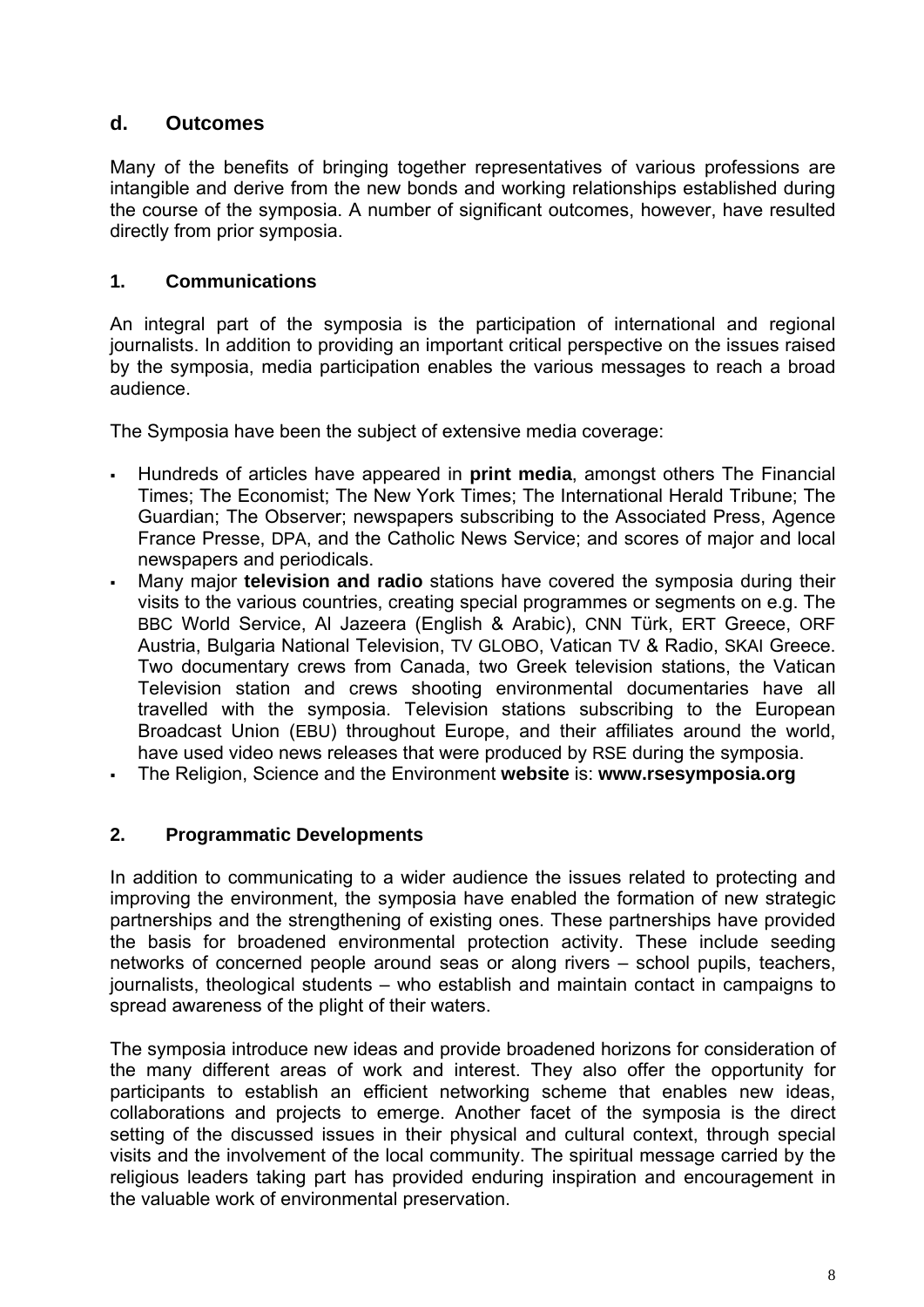## d. Outcomes

Many of the benefits of bringing together representatives of various professions are intangible and derive from the new bonds and working relationships established during the course of the symposia. A number of significant outcomes, however, have resulted directly from prior symposia.

### 1. Communications

An integral part of the symposia is the participation of international and regional journalists. In addition to providing an important critical perspective on the issues raised by the symposia, media participation enables the various messages to reach a broad audience.

The Symposia have been the subject of extensive media coverage:

- Hundreds of articles have appeared in **print media**, amongst others The Financial Times; The Economist; The New York Times; The International Herald Tribune; The Guardian; The Observer; newspapers subscribing to the Associated Press, Agence France Presse, DPA, and the Catholic News Service; and scores of major and local newspapers and periodicals.
- Many major **television and radio** stations have covered the symposia during their visits to the various countries, creating special programmes or segments on e.g. The BBC World Service, Al Jazeera (English & Arabic), CNN Türk, ERT Greece, ORF Austria, Bulgaria National Television, TV GLOBO, Vatican TV & Radio, SKAI Greece. Two documentary crews from Canada, two Greek television stations, the Vatican Television station and crews shooting environmental documentaries have all travelled with the symposia. Television stations subscribing to the European Broadcast Union (EBU) throughout Europe, and their affiliates around the world, have used video news releases that were produced by RSE during the symposia.
- The Religion, Science and the Environment **website** is: **www.rsesymposia.org**

### 2. Programmatic Developments

In addition to communicating to a wider audience the issues related to protecting and improving the environment, the symposia have enabled the formation of new strategic partnerships and the strengthening of existing ones. These partnerships have provided the basis for broadened environmental protection activity. These include seeding networks of concerned people around seas or along rivers – school pupils, teachers, journalists, theological students – who establish and maintain contact in campaigns to spread awareness of the plight of their waters.

The symposia introduce new ideas and provide broadened horizons for consideration of the many different areas of work and interest. They also offer the opportunity for participants to establish an efficient networking scheme that enables new ideas, collaborations and projects to emerge. Another facet of the symposia is the direct setting of the discussed issues in their physical and cultural context, through special visits and the involvement of the local community. The spiritual message carried by the religious leaders taking part has provided enduring inspiration and encouragement in the valuable work of environmental preservation.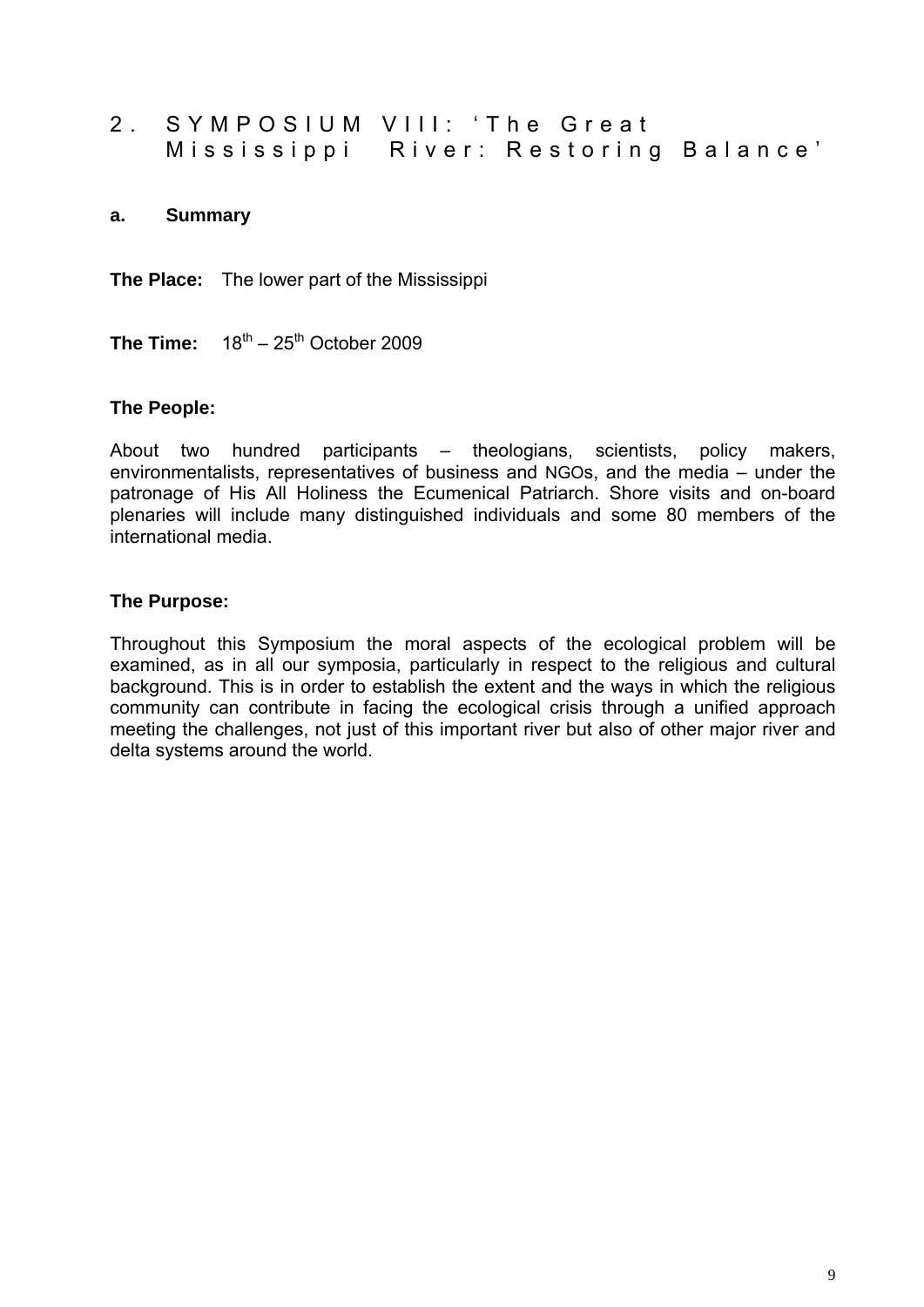## 2. SYMPOSIUM VIII: 'The Great Mississippi River: Restoring Balance'

### a. Summary

**The Place:** The lower part of the Mississippi

**The Time:** 18th – 25th October 2009

**The People:**

About two hundred participants – theologians, scientists, policy makers, environmentalists, representatives of business and NGOs, and the media – under the patronage of His All Holiness the Ecumenical Patriarch. Shore visits and on-board plenaries will include many distinguished individuals and some 80 members of the international media.

**The Purpose:**

Throughout this Symposium the moral aspects of the ecological problem will be examined, as in all our symposia, particularly in respect to the religious and cultural background. This is in order to establish the extent and the ways in which the religious community can contribute in facing the ecological crisis through a unified approach meeting the challenges, not just of this important river but also of other major river and delta systems around the world.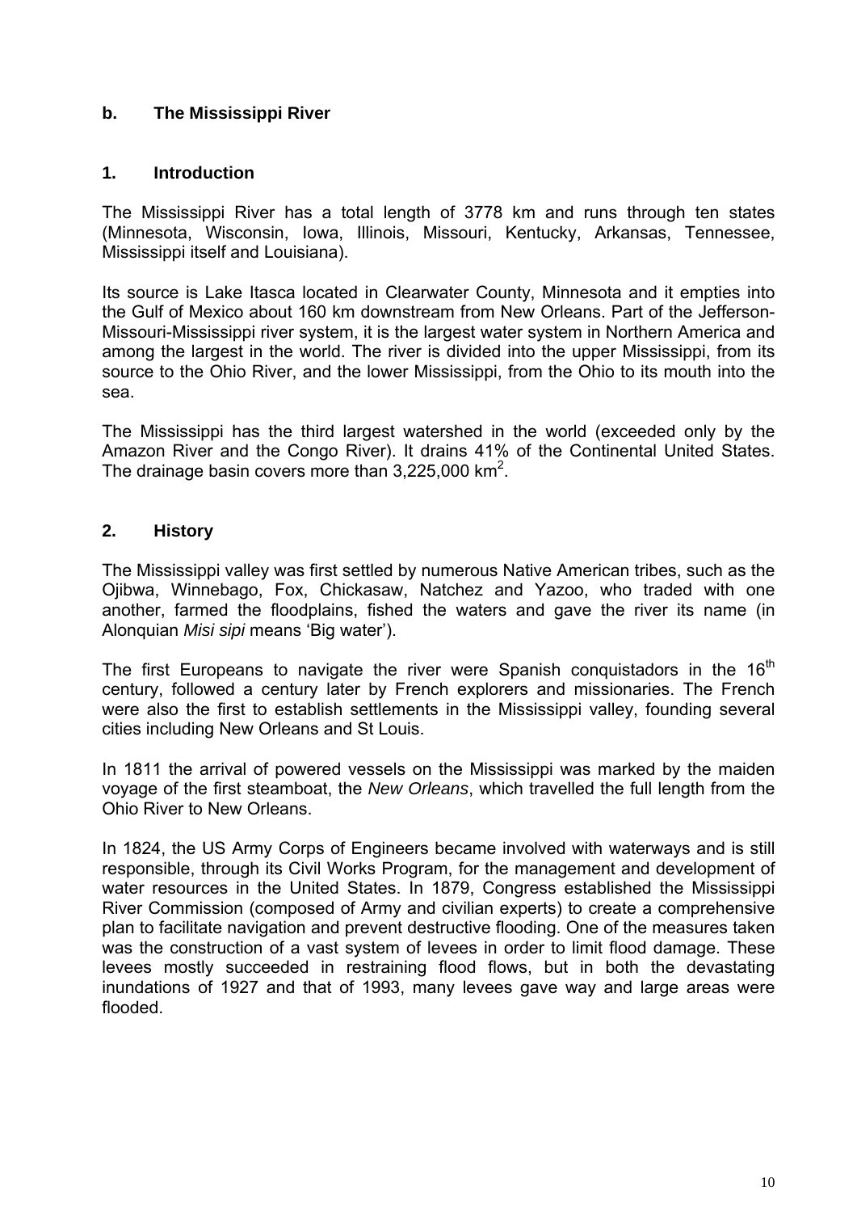## b. The Mississippi River

### 1. Introduction

The Mississippi River has a total length of 3778 km and runs through ten states (Minnesota, Wisconsin, Iowa, Illinois, Missouri, Kentucky, Arkansas, Tennessee, Mississippi itself and Louisiana).

Its source is Lake Itasca located in Clearwater County, Minnesota and it empties into the Gulf of Mexico about 160 km downstream from New Orleans. Part of the Jefferson-Missouri-Mississippi river system, it is the largest water system in Northern America and among the largest in the world. The river is divided into the upper Mississippi, from its source to the Ohio River, and the lower Mississippi, from the Ohio to its mouth into the sea.

The Mississippi has the third largest watershed in the world (exceeded only by the Amazon River and the Congo River). It drains 41% of the Continental United States. The drainage basin covers more than 3,225,000 $km^2$.

### 2. History

The Mississippi valley was first settled by numerous Native American tribes, such as the Ojibwa, Winnebago, Fox, Chickasaw, Natchez and Yazoo, who traded with one another, farmed the floodplains, fished the waters and gave the river its name (in Alonquian *Misi sipi* means 'Big water').

The first Europeans to navigate the river were Spanish conquistadors in the 16$^{th}$ century, followed a century later by French explorers and missionaries. The French were also the first to establish settlements in the Mississippi valley, founding several cities including New Orleans and St Louis.

In 1811 the arrival of powered vessels on the Mississippi was marked by the maiden voyage of the first steamboat, the *New Orleans*, which travelled the full length from the Ohio River to New Orleans.

In 1824, the US Army Corps of Engineers became involved with waterways and is still responsible, through its Civil Works Program, for the management and development of water resources in the United States. In 1879, Congress established the Mississippi River Commission (composed of Army and civilian experts) to create a comprehensive plan to facilitate navigation and prevent destructive flooding. One of the measures taken was the construction of a vast system of levees in order to limit flood damage. These levees mostly succeeded in restraining flood flows, but in both the devastating inundations of 1927 and that of 1993, many levees gave way and large areas were flooded.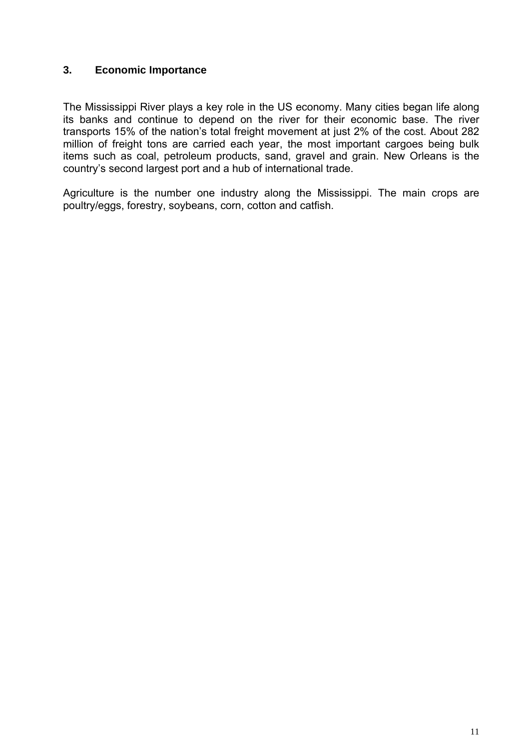## 3. Economic Importance

The Mississippi River plays a key role in the US economy. Many cities began life along its banks and continue to depend on the river for their economic base. The river transports 15% of the nation's total freight movement at just 2% of the cost. About 282 million of freight tons are carried each year, the most important cargoes being bulk items such as coal, petroleum products, sand, gravel and grain. New Orleans is the country's second largest port and a hub of international trade.

Agriculture is the number one industry along the Mississippi. The main crops are poultry/eggs, forestry, soybeans, corn, cotton and catfish.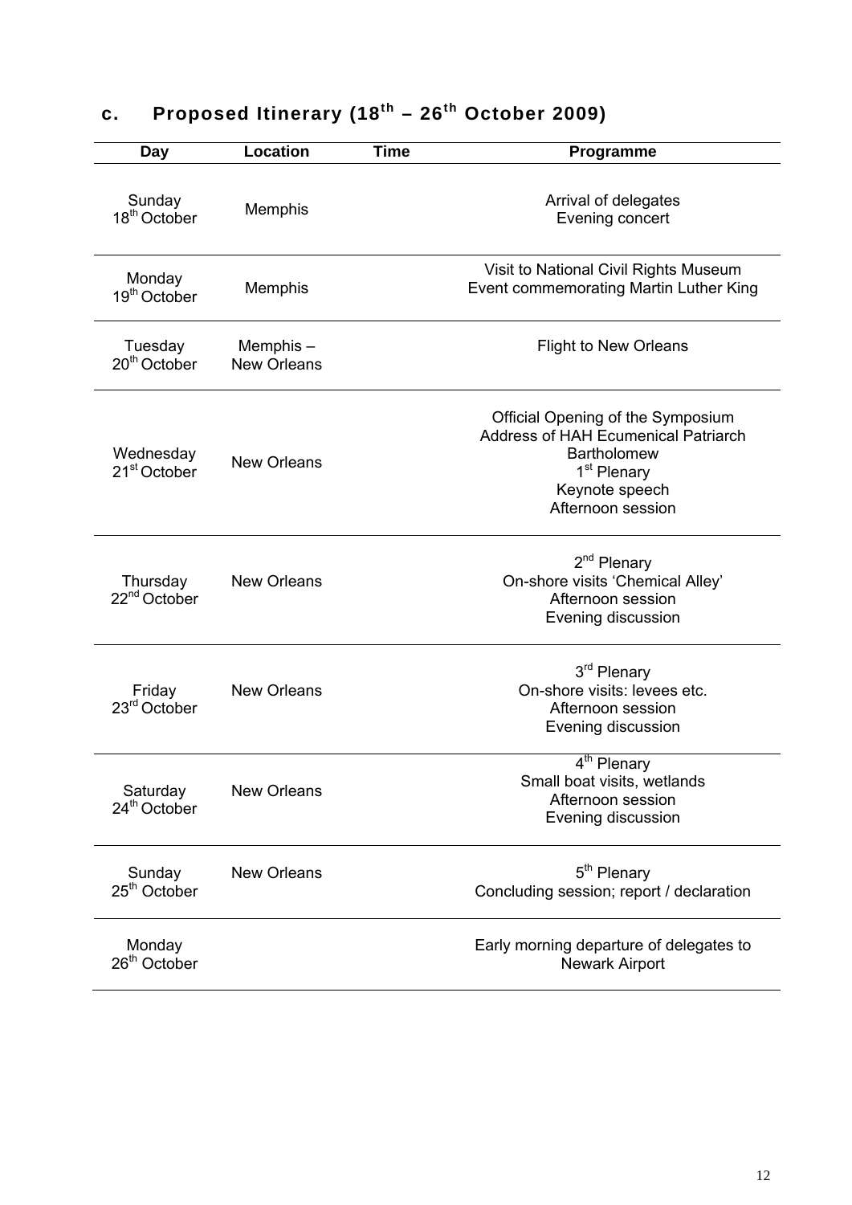### c. Proposed Itinerary (18th – 26th October 2009)

| Day | Location | Time | Programme |
| --- | --- | --- | --- |
| Sunday 18th October | Memphis | | Arrival of delegates<br>Evening concert |
| Monday 19th October | Memphis | | Visit to National Civil Rights Museum<br>Event commemorating Martin Luther King |
| Tuesday 20th October | Memphis – New Orleans | | Flight to New Orleans |
| Wednesday 21st October | New Orleans | | Official Opening of the Symposium<br>Address of HAH Ecumenical Patriarch Bartholomew<br>1st Plenary<br>Keynote speech<br>Afternoon session |
| Thursday 22nd October | New Orleans | | 2nd Plenary<br>On-shore visits 'Chemical Alley'<br>Afternoon session<br>Evening discussion |
| Friday 23rd October | New Orleans | | 3rd Plenary<br>On-shore visits: levees etc.<br>Afternoon session<br>Evening discussion |
| Saturday 24th October | New Orleans | | 4th Plenary<br>Small boat visits, wetlands<br>Afternoon session<br>Evening discussion |
| Sunday 25th October | New Orleans | | 5th Plenary<br>Concluding session; report / declaration |
| Monday 26th October | | | Early morning departure of delegates to Newark Airport |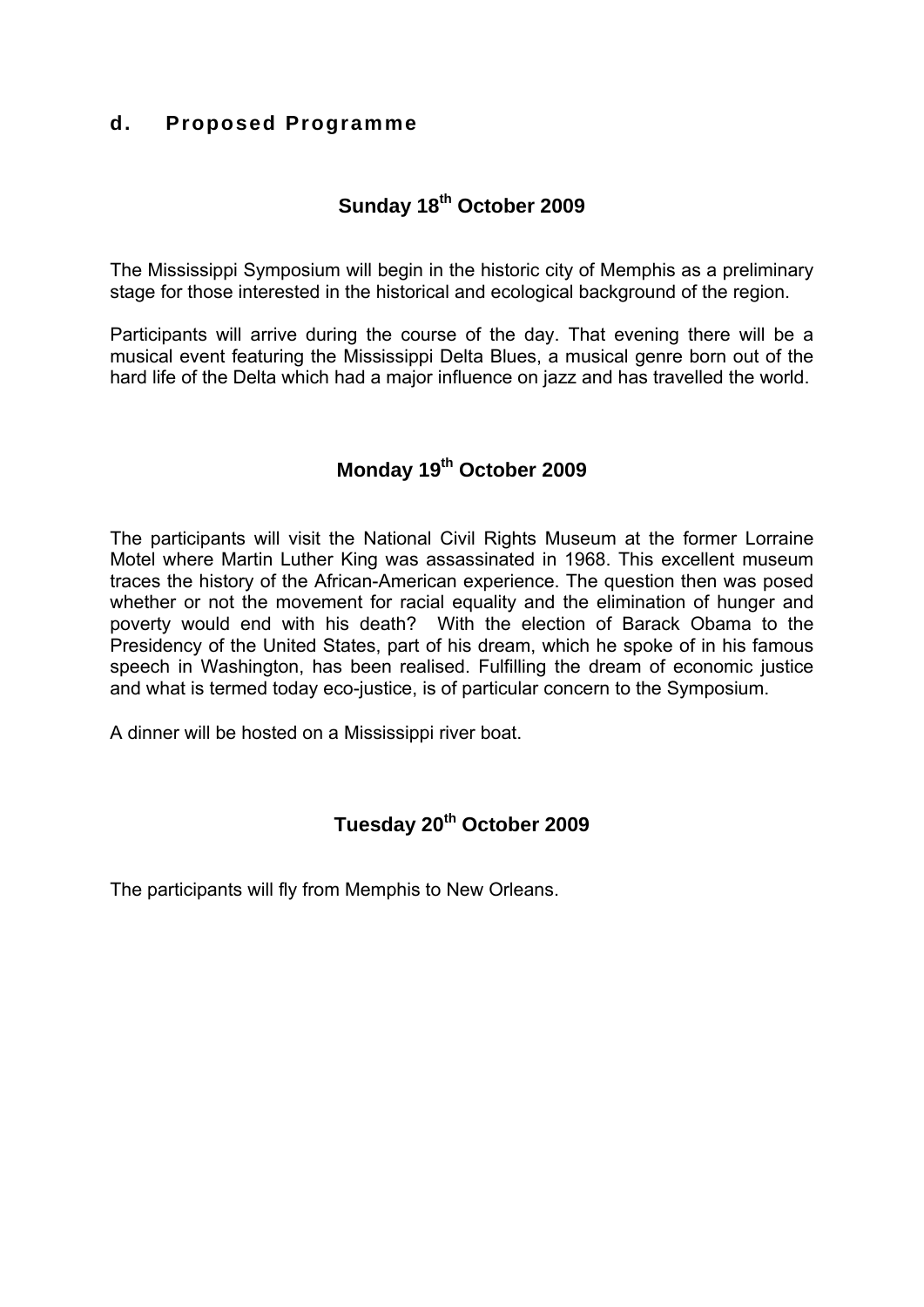## d. Proposed Programme

### Sunday 18th October 2009

The Mississippi Symposium will begin in the historic city of Memphis as a preliminary stage for those interested in the historical and ecological background of the region.

Participants will arrive during the course of the day. That evening there will be a musical event featuring the Mississippi Delta Blues, a musical genre born out of the hard life of the Delta which had a major influence on jazz and has travelled the world.

### Monday 19th October 2009

The participants will visit the National Civil Rights Museum at the former Lorraine Motel where Martin Luther King was assassinated in 1968. This excellent museum traces the history of the African-American experience. The question then was posed whether or not the movement for racial equality and the elimination of hunger and poverty would end with his death? With the election of Barack Obama to the Presidency of the United States, part of his dream, which he spoke of in his famous speech in Washington, has been realised. Fulfilling the dream of economic justice and what is termed today eco-justice, is of particular concern to the Symposium.

A dinner will be hosted on a Mississippi river boat.

### Tuesday 20th October 2009

The participants will fly from Memphis to New Orleans.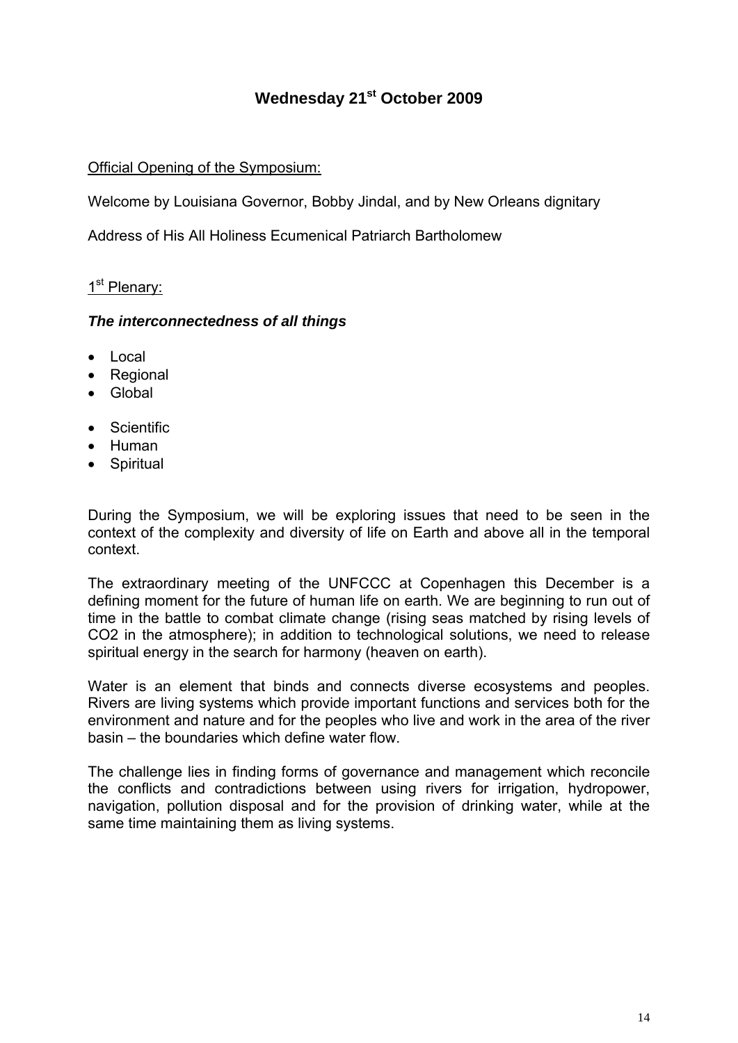## Wednesday 21st October 2009

Official Opening of the Symposium:

Welcome by Louisiana Governor, Bobby Jindal, and by New Orleans dignitary

Address of His All Holiness Ecumenical Patriarch Bartholomew

1st Plenary:

***The interconnectedness of all things***

- Local
- Regional
- Global

- Scientific
- Human
- Spiritual

During the Symposium, we will be exploring issues that need to be seen in the context of the complexity and diversity of life on Earth and above all in the temporal context.

The extraordinary meeting of the UNFCCC at Copenhagen this December is a defining moment for the future of human life on earth. We are beginning to run out of time in the battle to combat climate change (rising seas matched by rising levels of $CO_2$ in the atmosphere); in addition to technological solutions, we need to release spiritual energy in the search for harmony (heaven on earth).

Water is an element that binds and connects diverse ecosystems and peoples. Rivers are living systems which provide important functions and services both for the environment and nature and for the peoples who live and work in the area of the river basin – the boundaries which define water flow.

The challenge lies in finding forms of governance and management which reconcile the conflicts and contradictions between using rivers for irrigation, hydropower, navigation, pollution disposal and for the provision of drinking water, while at the same time maintaining them as living systems.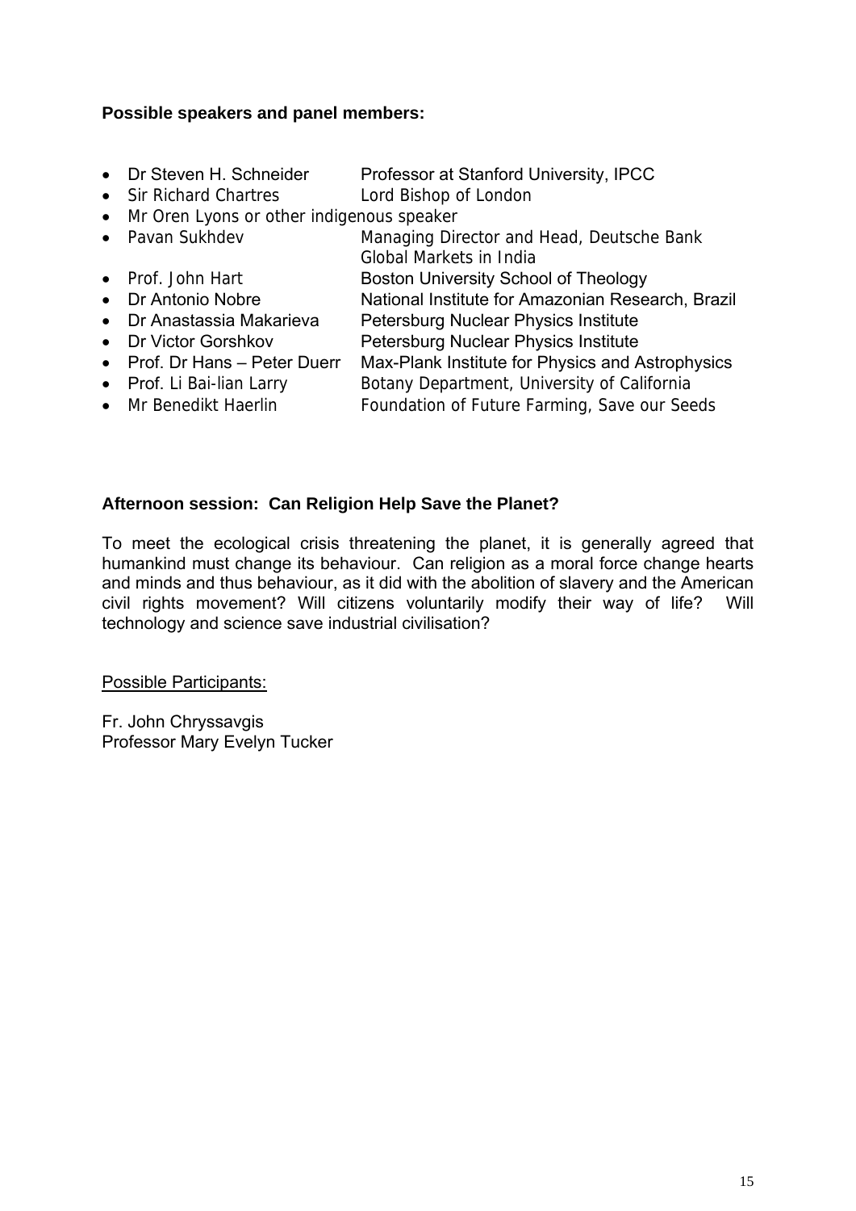**Possible speakers and panel members:**

- Dr Steven H. Schneider Professor at Stanford University, IPCC
- Sir Richard Chartres Lord Bishop of London
- Mr Oren Lyons or other indigenous speaker
- Pavan Sukhdev Managing Director and Head, Deutsche Bank Global Markets in India
- Prof. John Hart Boston University School of Theology
- Dr Antonio Nobre National Institute for Amazonian Research, Brazil
- Dr Anastassia Makarieva Petersburg Nuclear Physics Institute
- Dr Victor Gorshkov Petersburg Nuclear Physics Institute
- Prof. Dr Hans – Peter Duerr Max-Plank Institute for Physics and Astrophysics
- Prof. Li Bai-lian Larry Botany Department, University of California
- Mr Benedikt Haerlin Foundation of Future Farming, Save our Seeds

**Afternoon session: Can Religion Help Save the Planet?**

To meet the ecological crisis threatening the planet, it is generally agreed that humankind must change its behaviour. Can religion as a moral force change hearts and minds and thus behaviour, as it did with the abolition of slavery and the American civil rights movement? Will citizens voluntarily modify their way of life? Will technology and science save industrial civilisation?

<u>Possible Participants:</u>

Fr. John Chryssavgis
Professor Mary Evelyn Tucker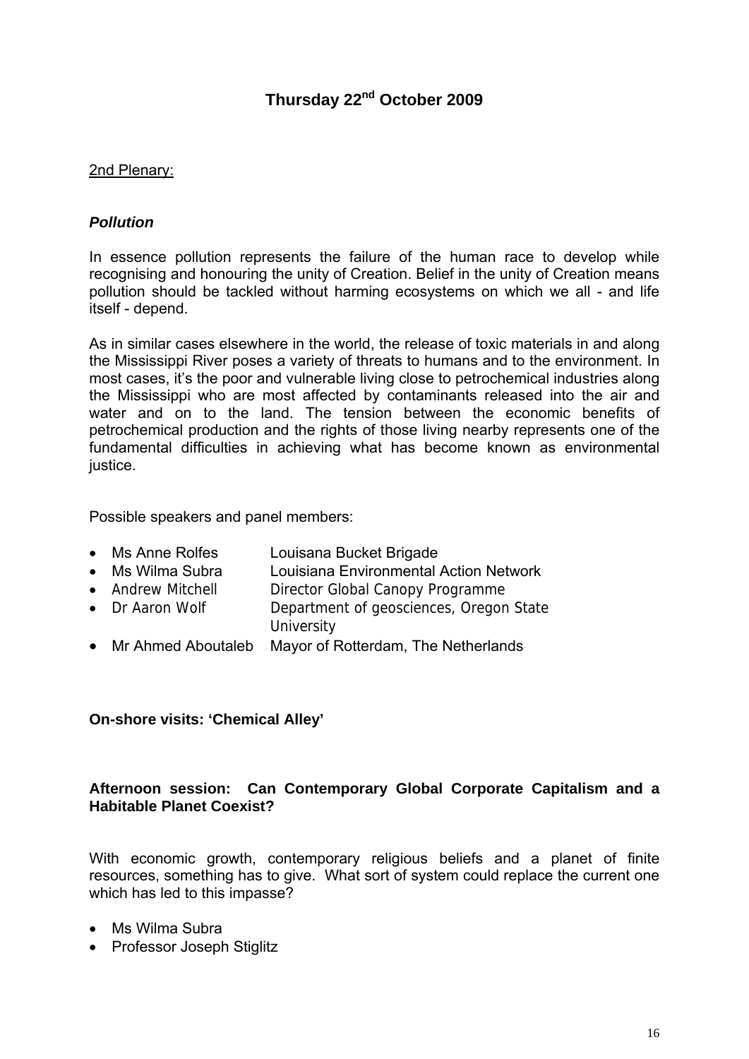# Thursday 22nd October 2009

2nd Plenary:

### *Pollution*

In essence pollution represents the failure of the human race to develop while recognising and honouring the unity of Creation. Belief in the unity of Creation means pollution should be tackled without harming ecosystems on which we all - and life itself - depend.

As in similar cases elsewhere in the world, the release of toxic materials in and along the Mississippi River poses a variety of threats to humans and to the environment. In most cases, it's the poor and vulnerable living close to petrochemical industries along the Mississippi who are most affected by contaminants released into the air and water and on to the land. The tension between the economic benefits of petrochemical production and the rights of those living nearby represents one of the fundamental difficulties in achieving what has become known as environmental justice.

Possible speakers and panel members:

- Ms Anne Rolfes — Louisana Bucket Brigade
- Ms Wilma Subra — Louisiana Environmental Action Network
- Andrew Mitchell — Director Global Canopy Programme
- Dr Aaron Wolf — Department of geosciences, Oregon State University
- Mr Ahmed Aboutaleb — Mayor of Rotterdam, The Netherlands

**On-shore visits: 'Chemical Alley'**

**Afternoon session: Can Contemporary Global Corporate Capitalism and a Habitable Planet Coexist?**

With economic growth, contemporary religious beliefs and a planet of finite resources, something has to give. What sort of system could replace the current one which has led to this impasse?

- Ms Wilma Subra
- Professor Joseph Stiglitz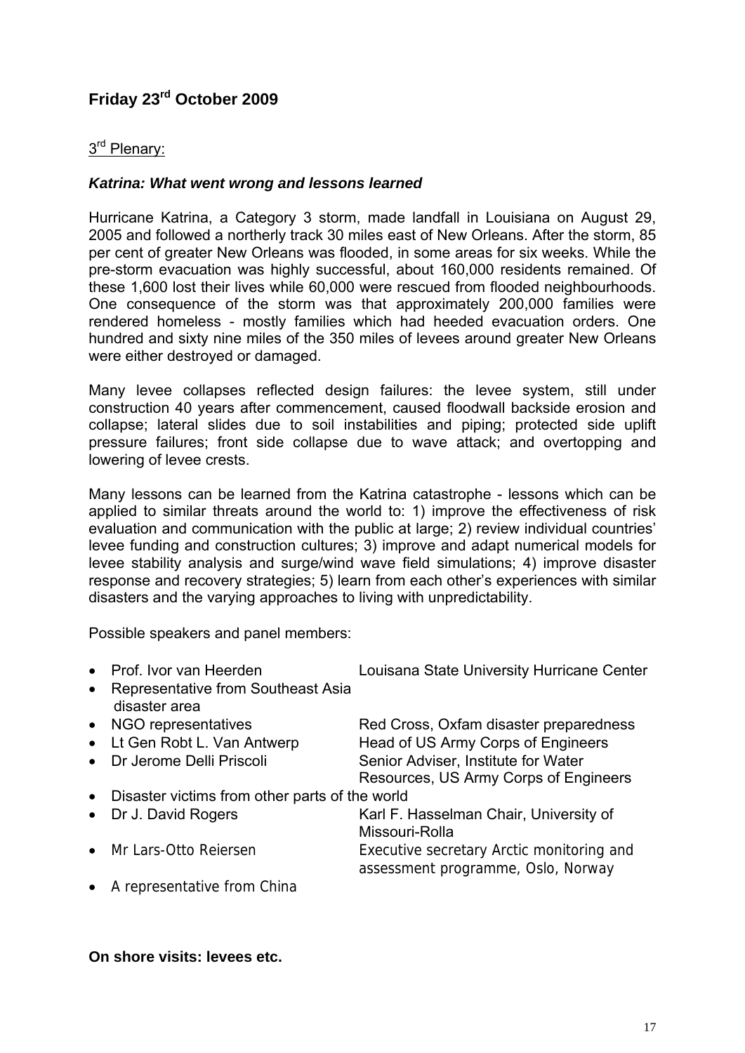## Friday 23rd October 2009

3rd Plenary:

***Katrina: What went wrong and lessons learned***

Hurricane Katrina, a Category 3 storm, made landfall in Louisiana on August 29, 2005 and followed a northerly track 30 miles east of New Orleans. After the storm, 85 per cent of greater New Orleans was flooded, in some areas for six weeks. While the pre-storm evacuation was highly successful, about 160,000 residents remained. Of these 1,600 lost their lives while 60,000 were rescued from flooded neighbourhoods. One consequence of the storm was that approximately 200,000 families were rendered homeless - mostly families which had heeded evacuation orders. One hundred and sixty nine miles of the 350 miles of levees around greater New Orleans were either destroyed or damaged.

Many levee collapses reflected design failures: the levee system, still under construction 40 years after commencement, caused floodwall backside erosion and collapse; lateral slides due to soil instabilities and piping; protected side uplift pressure failures; front side collapse due to wave attack; and overtopping and lowering of levee crests.

Many lessons can be learned from the Katrina catastrophe - lessons which can be applied to similar threats around the world to: 1) improve the effectiveness of risk evaluation and communication with the public at large; 2) review individual countries' levee funding and construction cultures; 3) improve and adapt numerical models for levee stability analysis and surge/wind wave field simulations; 4) improve disaster response and recovery strategies; 5) learn from each other's experiences with similar disasters and the varying approaches to living with unpredictability.

Possible speakers and panel members:

- Prof. Ivor van Heerden — Louisana State University Hurricane Center
- Representative from Southeast Asia disaster area
- NGO representatives — Red Cross, Oxfam disaster preparedness
- Lt Gen Robt L. Van Antwerp — Head of US Army Corps of Engineers
- Dr Jerome Delli Priscoli — Senior Adviser, Institute for Water Resources, US Army Corps of Engineers
- Disaster victims from other parts of the world
- Dr J. David Rogers — Karl F. Hasselman Chair, University of Missouri-Rolla
- Mr Lars-Otto Reiersen — Executive secretary Arctic monitoring and assessment programme, Oslo, Norway
- A representative from China

**On shore visits: levees etc.**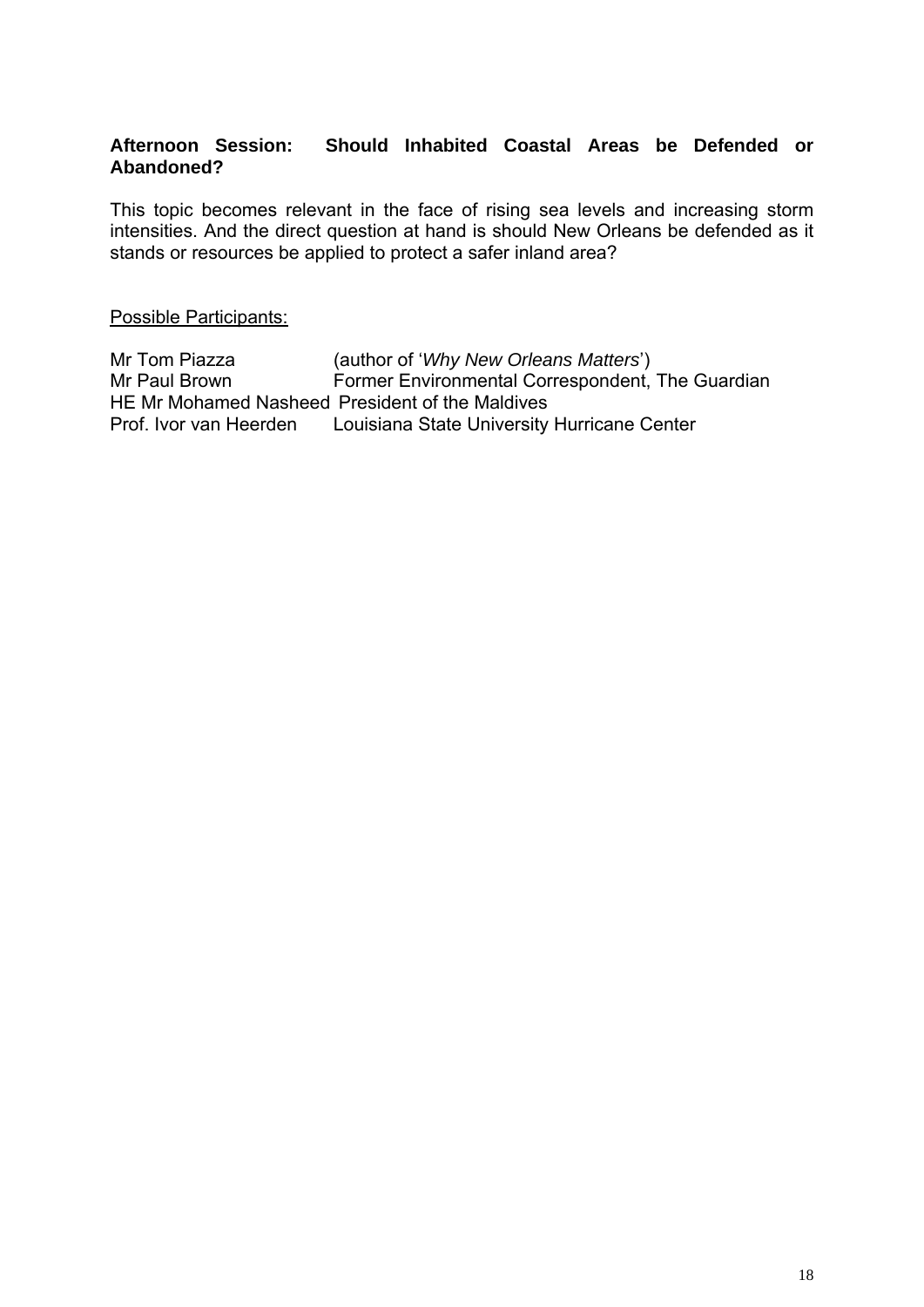**Afternoon Session: Should Inhabited Coastal Areas be Defended or Abandoned?**

This topic becomes relevant in the face of rising sea levels and increasing storm intensities. And the direct question at hand is should New Orleans be defended as it stands or resources be applied to protect a safer inland area?

<u>Possible Participants:</u>

| | |
|---|---|
| Mr Tom Piazza | (author of '*Why New Orleans Matters*') |
| Mr Paul Brown | Former Environmental Correspondent, The Guardian |
| HE Mr Mohamed Nasheed | President of the Maldives |
| Prof. Ivor van Heerden | Louisiana State University Hurricane Center |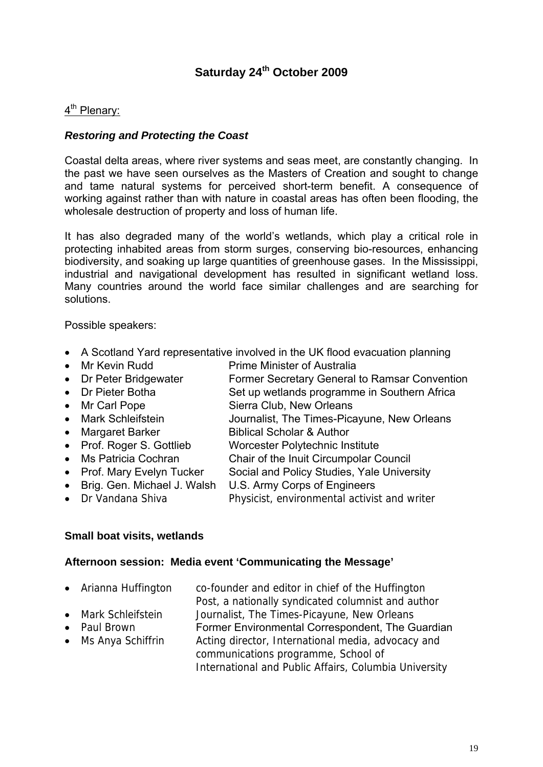# Saturday 24th October 2009

4th Plenary:

***Restoring and Protecting the Coast***

Coastal delta areas, where river systems and seas meet, are constantly changing. In the past we have seen ourselves as the Masters of Creation and sought to change and tame natural systems for perceived short-term benefit. A consequence of working against rather than with nature in coastal areas has often been flooding, the wholesale destruction of property and loss of human life.

It has also degraded many of the world's wetlands, which play a critical role in protecting inhabited areas from storm surges, conserving bio-resources, enhancing biodiversity, and soaking up large quantities of greenhouse gases. In the Mississippi, industrial and navigational development has resulted in significant wetland loss. Many countries around the world face similar challenges and are searching for solutions.

Possible speakers:

- A Scotland Yard representative involved in the UK flood evacuation planning
- Mr Kevin Rudd — Prime Minister of Australia
- Dr Peter Bridgewater — Former Secretary General to Ramsar Convention
- Dr Pieter Botha — Set up wetlands programme in Southern Africa
- Mr Carl Pope — Sierra Club, New Orleans
- Mark Schleifstein — Journalist, The Times-Picayune, New Orleans
- Margaret Barker — Biblical Scholar & Author
- Prof. Roger S. Gottlieb — Worcester Polytechnic Institute
- Ms Patricia Cochran — Chair of the Inuit Circumpolar Council
- Prof. Mary Evelyn Tucker — Social and Policy Studies, Yale University
- Brig. Gen. Michael J. Walsh — U.S. Army Corps of Engineers
- Dr Vandana Shiva — Physicist, environmental activist and writer

**Small boat visits, wetlands**

**Afternoon session: Media event 'Communicating the Message'**

- Arianna Huffington — co-founder and editor in chief of the Huffington Post, a nationally syndicated columnist and author
- Mark Schleifstein — Journalist, The Times-Picayune, New Orleans
- Paul Brown — Former Environmental Correspondent, The Guardian
- Ms Anya Schiffrin — Acting director, International media, advocacy and communications programme, School of International and Public Affairs, Columbia University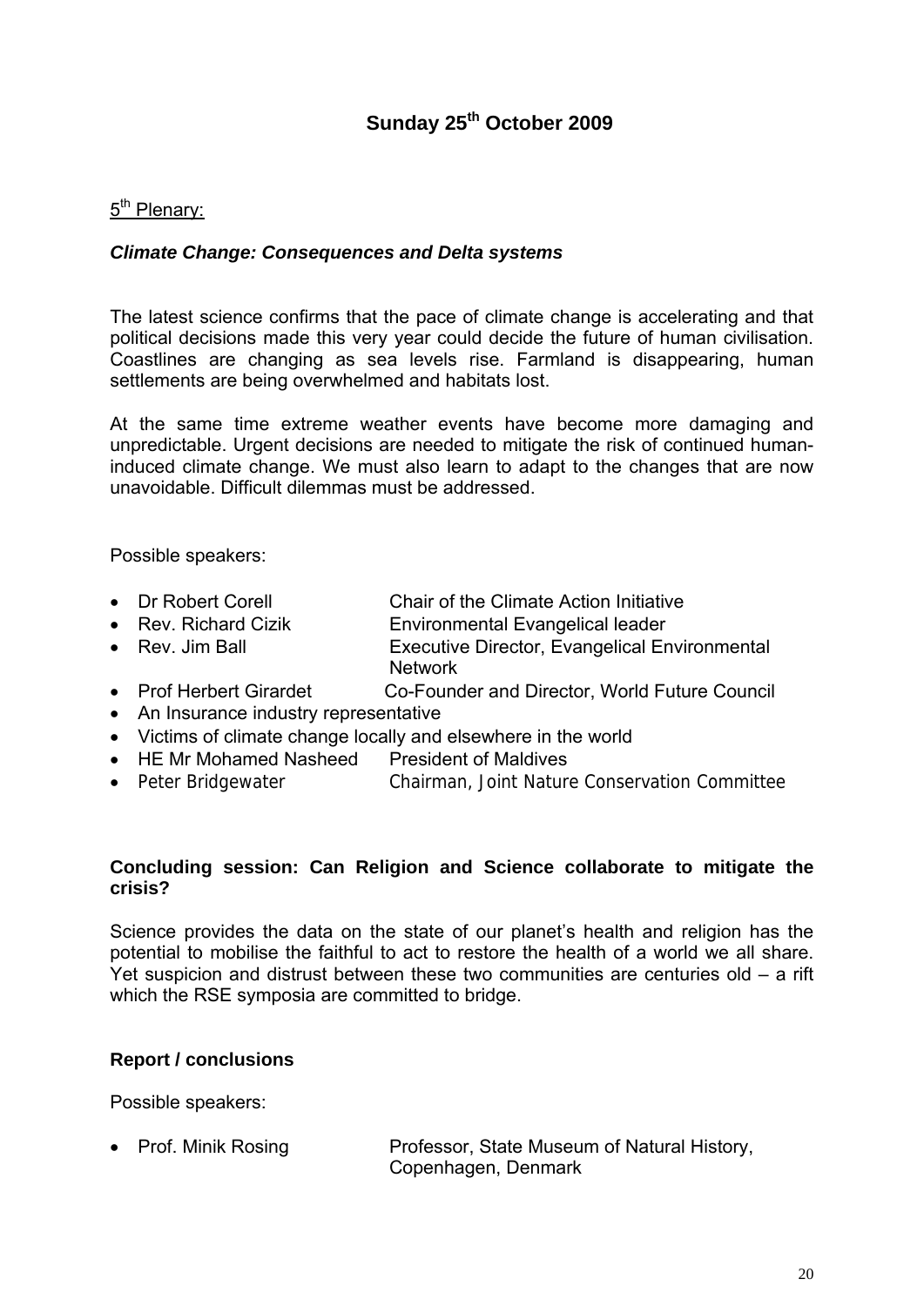## Sunday 25th October 2009

5th Plenary:

### *Climate Change: Consequences and Delta systems*

The latest science confirms that the pace of climate change is accelerating and that political decisions made this very year could decide the future of human civilisation. Coastlines are changing as sea levels rise. Farmland is disappearing, human settlements are being overwhelmed and habitats lost.

At the same time extreme weather events have become more damaging and unpredictable. Urgent decisions are needed to mitigate the risk of continued human-induced climate change. We must also learn to adapt to the changes that are now unavoidable. Difficult dilemmas must be addressed.

Possible speakers:

- Dr Robert Corell — Chair of the Climate Action Initiative
- Rev. Richard Cizik — Environmental Evangelical leader
- Rev. Jim Ball — Executive Director, Evangelical Environmental Network
- Prof Herbert Girardet — Co-Founder and Director, World Future Council
- An Insurance industry representative
- Victims of climate change locally and elsewhere in the world
- HE Mr Mohamed Nasheed — President of Maldives
- Peter Bridgewater — Chairman, Joint Nature Conservation Committee

### Concluding session: Can Religion and Science collaborate to mitigate the crisis?

Science provides the data on the state of our planet's health and religion has the potential to mobilise the faithful to act to restore the health of a world we all share. Yet suspicion and distrust between these two communities are centuries old – a rift which the RSE symposia are committed to bridge.

### Report / conclusions

Possible speakers:

- Prof. Minik Rosing — Professor, State Museum of Natural History, Copenhagen, Denmark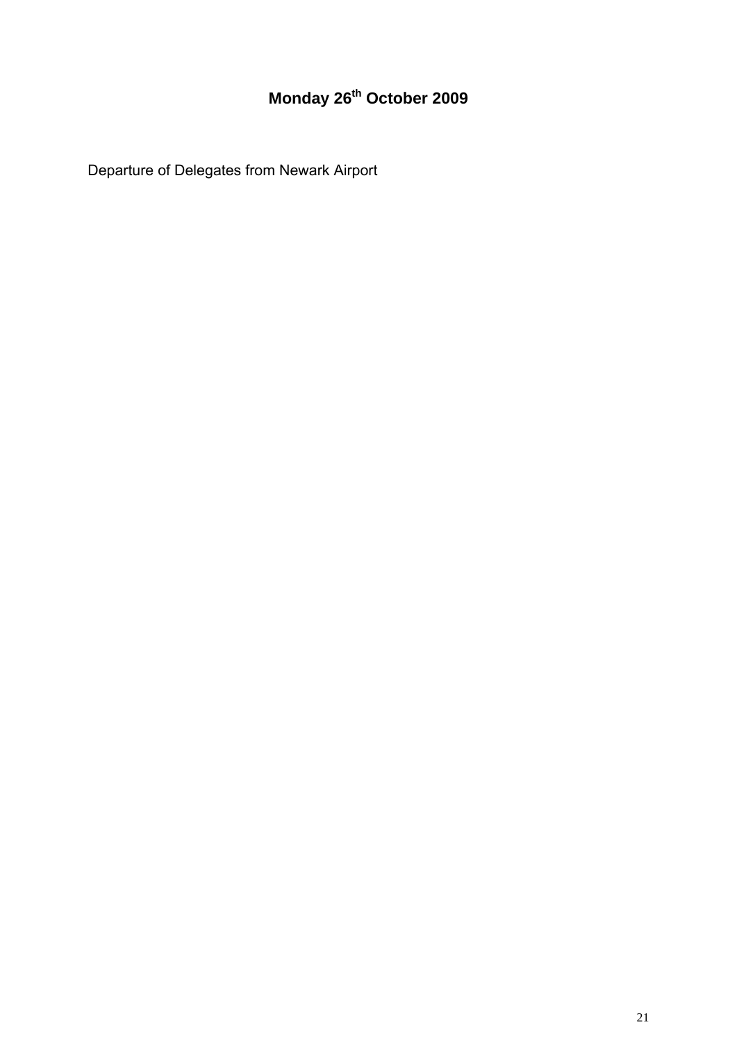## Monday 26th October 2009

Departure of Delegates from Newark Airport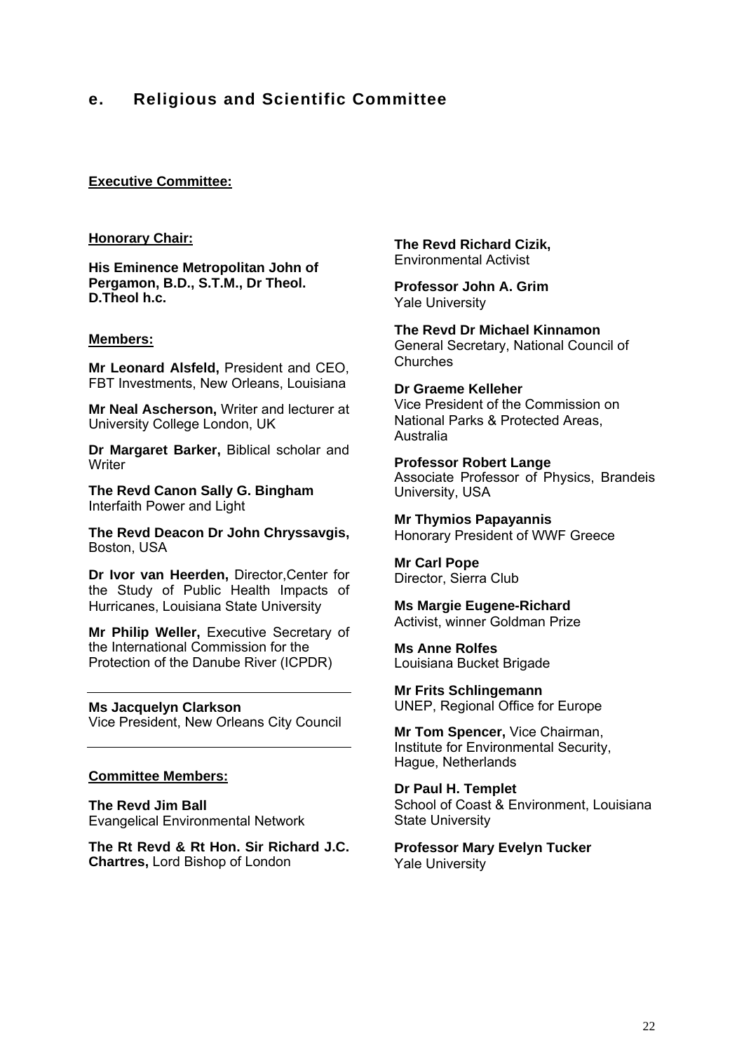## e. Religious and Scientific Committee

**Executive Committee:**

**Honorary Chair:**

**His Eminence Metropolitan John of Pergamon, B.D., S.T.M., Dr Theol. D.Theol h.c.**

**Members:**

**Mr Leonard Alsfeld,** President and CEO, FBT Investments, New Orleans, Louisiana

**Mr Neal Ascherson,** Writer and lecturer at University College London, UK

**Dr Margaret Barker,** Biblical scholar and Writer

**The Revd Canon Sally G. Bingham**
Interfaith Power and Light

**The Revd Deacon Dr John Chryssavgis,** Boston, USA

**Dr Ivor van Heerden,** Director,Center for the Study of Public Health Impacts of Hurricanes, Louisiana State University

**Mr Philip Weller,** Executive Secretary of the International Commission for the Protection of the Danube River (ICPDR)

---

**Ms Jacquelyn Clarkson**
Vice President, New Orleans City Council

---

**Committee Members:**

**The Revd Jim Ball**
Evangelical Environmental Network

**The Rt Revd & Rt Hon. Sir Richard J.C. Chartres,** Lord Bishop of London

**The Revd Richard Cizik,**
Environmental Activist

**Professor John A. Grim**
Yale University

**The Revd Dr Michael Kinnamon**
General Secretary, National Council of Churches

**Dr Graeme Kelleher**
Vice President of the Commission on National Parks & Protected Areas, Australia

**Professor Robert Lange**
Associate Professor of Physics, Brandeis University, USA

**Mr Thymios Papayannis**
Honorary President of WWF Greece

**Mr Carl Pope**
Director, Sierra Club

**Ms Margie Eugene-Richard**
Activist, winner Goldman Prize

**Ms Anne Rolfes**
Louisiana Bucket Brigade

**Mr Frits Schlingemann**
UNEP, Regional Office for Europe

**Mr Tom Spencer,** Vice Chairman, Institute for Environmental Security, Hague, Netherlands

**Dr Paul H. Templet**
School of Coast & Environment, Louisiana State University

**Professor Mary Evelyn Tucker**
Yale University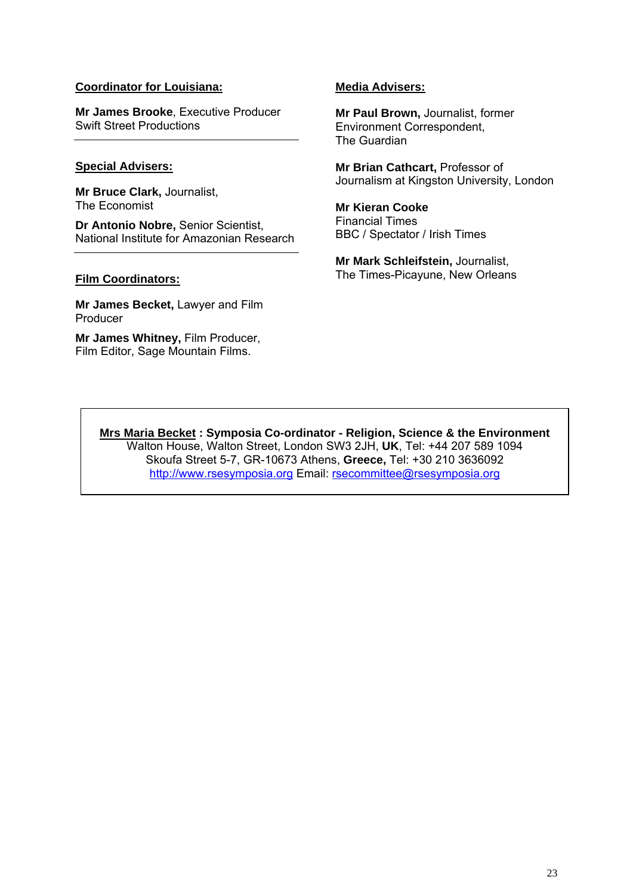**Coordinator for Louisiana:**

**Mr James Brooke**, Executive Producer
Swift Street Productions

---

**Special Advisers:**

**Mr Bruce Clark,** Journalist,
The Economist

**Dr Antonio Nobre,** Senior Scientist,
National Institute for Amazonian Research

---

**Film Coordinators:**

**Mr James Becket,** Lawyer and Film Producer

**Mr James Whitney,** Film Producer,
Film Editor, Sage Mountain Films.

**Media Advisers:**

**Mr Paul Brown,** Journalist, former
Environment Correspondent,
The Guardian

**Mr Brian Cathcart,** Professor of
Journalism at Kingston University, London

**Mr Kieran Cooke**
Financial Times
BBC / Spectator / Irish Times

**Mr Mark Schleifstein,** Journalist,
The Times-Picayune, New Orleans

**Mrs Maria Becket : Symposia Co-ordinator - Religion, Science & the Environment**
Walton House, Walton Street, London SW3 2JH, **UK**, Tel: +44 207 589 1094
Skoufa Street 5-7, GR-10673 Athens, **Greece,** Tel: +30 210 3636092
http://www.rsesymposia.org Email: rsecommittee@rsesymposia.org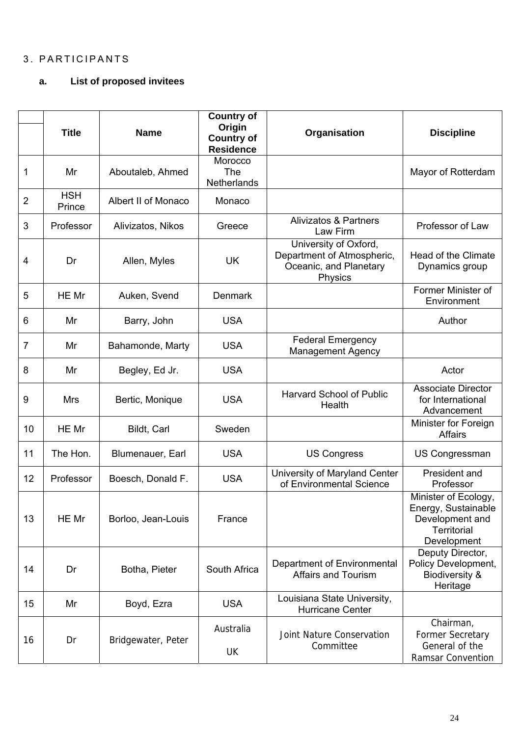## 3. PARTICIPANTS

### a. List of proposed invitees

| | Title | Name | Country of Origin Country of Residence | Organisation | Discipline |
|---|---|---|---|---|---|
| 1 | Mr | Aboutaleb, Ahmed | Morocco The Netherlands | | Mayor of Rotterdam |
| 2 | HSH Prince | Albert II of Monaco | Monaco | | |
| 3 | Professor | Alivizatos, Nikos | Greece | Alivizatos & Partners Law Firm | Professor of Law |
| 4 | Dr | Allen, Myles | UK | University of Oxford, Department of Atmospheric, Oceanic, and Planetary Physics | Head of the Climate Dynamics group |
| 5 | HE Mr | Auken, Svend | Denmark | | Former Minister of Environment |
| 6 | Mr | Barry, John | USA | | Author |
| 7 | Mr | Bahamonde, Marty | USA | Federal Emergency Management Agency | |
| 8 | Mr | Begley, Ed Jr. | USA | | Actor |
| 9 | Mrs | Bertic, Monique | USA | Harvard School of Public Health | Associate Director for International Advancement |
| 10 | HE Mr | Bildt, Carl | Sweden | | Minister for Foreign Affairs |
| 11 | The Hon. | Blumenauer, Earl | USA | US Congress | US Congressman |
| 12 | Professor | Boesch, Donald F. | USA | University of Maryland Center of Environmental Science | President and Professor |
| 13 | HE Mr | Borloo, Jean-Louis | France | | Minister of Ecology, Energy, Sustainable Development and Territorial Development |
| 14 | Dr | Botha, Pieter | South Africa | Department of Environmental Affairs and Tourism | Deputy Director, Policy Development, Biodiversity & Heritage |
| 15 | Mr | Boyd, Ezra | USA | Louisiana State University, Hurricane Center | |
| 16 | Dr | Bridgewater, Peter | Australia UK | Joint Nature Conservation Committee | Chairman, Former Secretary General of the Ramsar Convention |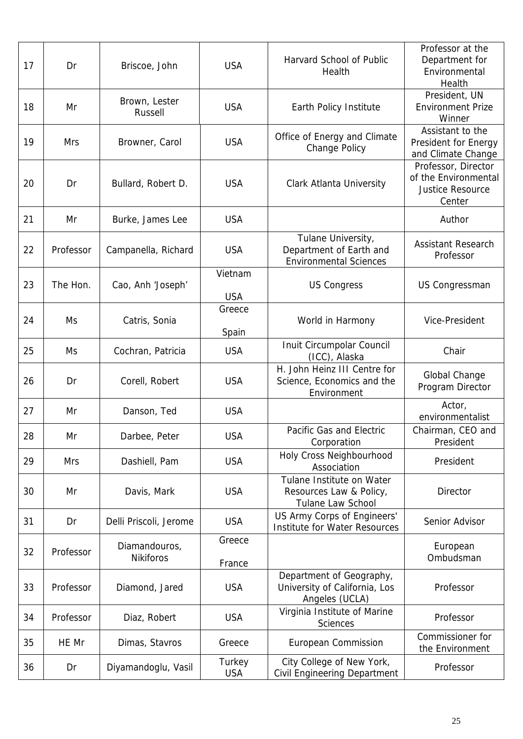| | | | | | |
|---|---|---|---|---|---|
| 17 | Dr | Briscoe, John | USA | Harvard School of Public Health | Professor at the Department for Environmental Health |
| 18 | Mr | Brown, Lester Russell | USA | Earth Policy Institute | President, UN Environment Prize Winner |
| 19 | Mrs | Browner, Carol | USA | Office of Energy and Climate Change Policy | Assistant to the President for Energy and Climate Change |
| 20 | Dr | Bullard, Robert D. | USA | Clark Atlanta University | Professor, Director of the Environmental Justice Resource Center |
| 21 | Mr | Burke, James Lee | USA | | Author |
| 22 | Professor | Campanella, Richard | USA | Tulane University, Department of Earth and Environmental Sciences | Assistant Research Professor |
| 23 | The Hon. | Cao, Anh 'Joseph' | Vietnam USA | US Congress | US Congressman |
| 24 | Ms | Catris, Sonia | Greece Spain | World in Harmony | Vice-President |
| 25 | Ms | Cochran, Patricia | USA | Inuit Circumpolar Council (ICC), Alaska | Chair |
| 26 | Dr | Corell, Robert | USA | H. John Heinz III Centre for Science, Economics and the Environment | Global Change Program Director |
| 27 | Mr | Danson, Ted | USA | | Actor, environmentalist |
| 28 | Mr | Darbee, Peter | USA | Pacific Gas and Electric Corporation | Chairman, CEO and President |
| 29 | Mrs | Dashiell, Pam | USA | Holy Cross Neighbourhood Association | President |
| 30 | Mr | Davis, Mark | USA | Tulane Institute on Water Resources Law & Policy, Tulane Law School | Director |
| 31 | Dr | Delli Priscoli, Jerome | USA | US Army Corps of Engineers' Institute for Water Resources | Senior Advisor |
| 32 | Professor | Diamandouros, Nikiforos | Greece France | | European Ombudsman |
| 33 | Professor | Diamond, Jared | USA | Department of Geography, University of California, Los Angeles (UCLA) | Professor |
| 34 | Professor | Diaz, Robert | USA | Virginia Institute of Marine Sciences | Professor |
| 35 | HE Mr | Dimas, Stavros | Greece | European Commission | Commissioner for the Environment |
| 36 | Dr | Diyamandoglu, Vasil | Turkey USA | City College of New York, Civil Engineering Department | Professor |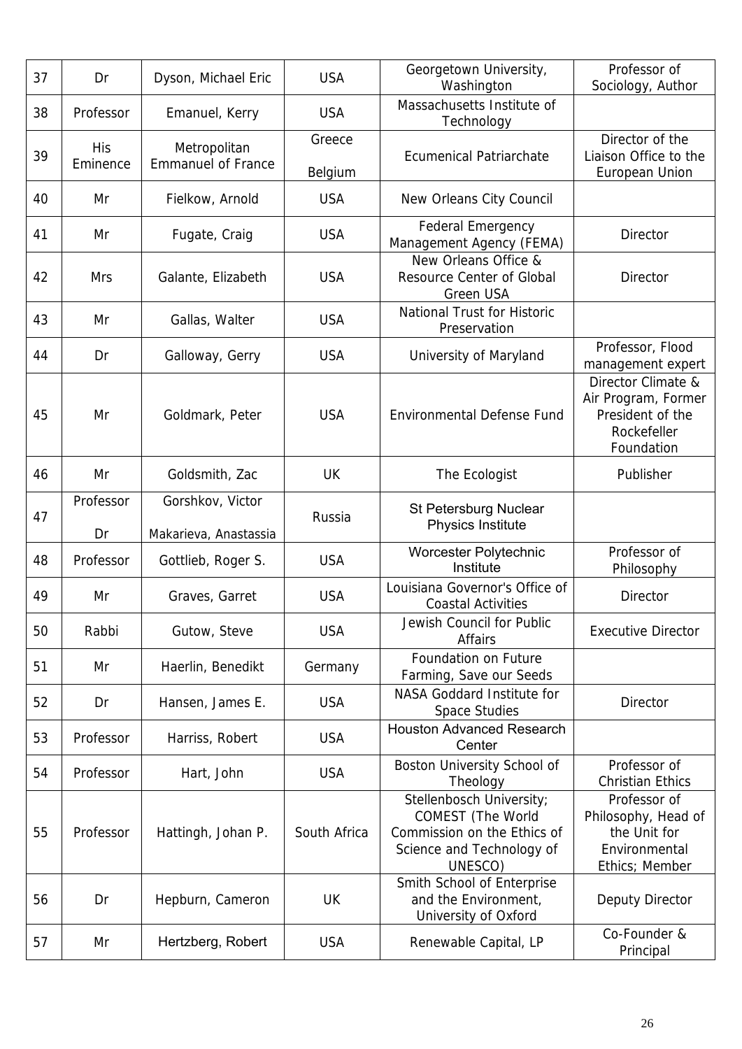| 37 | Dr | Dyson, Michael Eric | USA | Georgetown University, Washington | Professor of Sociology, Author |
|---|---|---|---|---|---|
| 38 | Professor | Emanuel, Kerry | USA | Massachusetts Institute of Technology | |
| 39 | His Eminence | Metropolitan Emmanuel of France | Greece<br>Belgium | Ecumenical Patriarchate | Director of the Liaison Office to the European Union |
| 40 | Mr | Fielkow, Arnold | USA | New Orleans City Council | |
| 41 | Mr | Fugate, Craig | USA | Federal Emergency Management Agency (FEMA) | Director |
| 42 | Mrs | Galante, Elizabeth | USA | New Orleans Office & Resource Center of Global Green USA | Director |
| 43 | Mr | Gallas, Walter | USA | National Trust for Historic Preservation | |
| 44 | Dr | Galloway, Gerry | USA | University of Maryland | Professor, Flood management expert |
| 45 | Mr | Goldmark, Peter | USA | Environmental Defense Fund | Director Climate & Air Program, Former President of the Rockefeller Foundation |
| 46 | Mr | Goldsmith, Zac | UK | The Ecologist | Publisher |
| 47 | Professor<br>Dr | Gorshkov, Victor<br>Makarieva, Anastassia | Russia | St Petersburg Nuclear Physics Institute | |
| 48 | Professor | Gottlieb, Roger S. | USA | Worcester Polytechnic Institute | Professor of Philosophy |
| 49 | Mr | Graves, Garret | USA | Louisiana Governor's Office of Coastal Activities | Director |
| 50 | Rabbi | Gutow, Steve | USA | Jewish Council for Public Affairs | Executive Director |
| 51 | Mr | Haerlin, Benedikt | Germany | Foundation on Future Farming, Save our Seeds | |
| 52 | Dr | Hansen, James E. | USA | NASA Goddard Institute for Space Studies | Director |
| 53 | Professor | Harriss, Robert | USA | Houston Advanced Research Center | |
| 54 | Professor | Hart, John | USA | Boston University School of Theology | Professor of Christian Ethics |
| 55 | Professor | Hattingh, Johan P. | South Africa | Stellenbosch University; COMEST (The World Commission on the Ethics of Science and Technology of UNESCO) | Professor of Philosophy, Head of the Unit for Environmental Ethics; Member |
| 56 | Dr | Hepburn, Cameron | UK | Smith School of Enterprise and the Environment, University of Oxford | Deputy Director |
| 57 | Mr | Hertzberg, Robert | USA | Renewable Capital, LP | Co-Founder & Principal |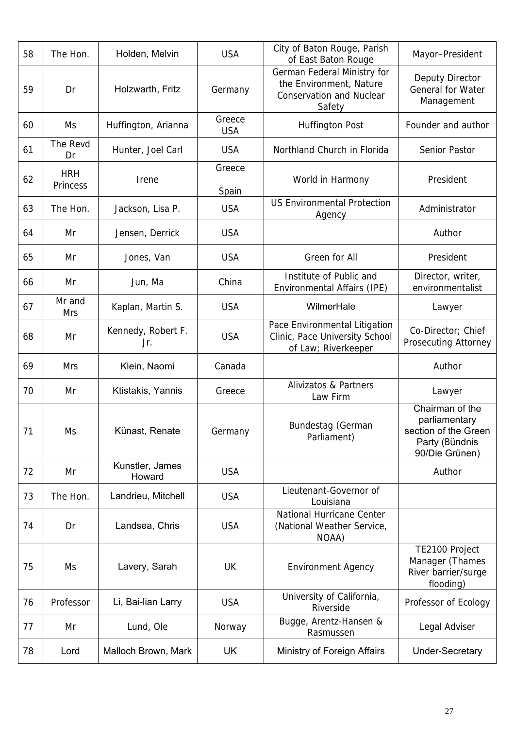| 58 | The Hon. | Holden, Melvin | USA | City of Baton Rouge, Parish of East Baton Rouge | Mayor–President |
|---|---|---|---|---|---|
| 59 | Dr | Holzwarth, Fritz | Germany | German Federal Ministry for the Environment, Nature Conservation and Nuclear Safety | Deputy Director General for Water Management |
| 60 | Ms | Huffington, Arianna | Greece USA | Huffington Post | Founder and author |
| 61 | The Revd Dr | Hunter, Joel Carl | USA | Northland Church in Florida | Senior Pastor |
| 62 | HRH Princess | Irene | Greece Spain | World in Harmony | President |
| 63 | The Hon. | Jackson, Lisa P. | USA | US Environmental Protection Agency | Administrator |
| 64 | Mr | Jensen, Derrick | USA | | Author |
| 65 | Mr | Jones, Van | USA | Green for All | President |
| 66 | Mr | Jun, Ma | China | Institute of Public and Environmental Affairs (IPE) | Director, writer, environmentalist |
| 67 | Mr and Mrs | Kaplan, Martin S. | USA | WilmerHale | Lawyer |
| 68 | Mr | Kennedy, Robert F. Jr. | USA | Pace Environmental Litigation Clinic, Pace University School of Law; Riverkeeper | Co-Director; Chief Prosecuting Attorney |
| 69 | Mrs | Klein, Naomi | Canada | | Author |
| 70 | Mr | Ktistakis, Yannis | Greece | Alivizatos & Partners Law Firm | Lawyer |
| 71 | Ms | Künast, Renate | Germany | Bundestag (German Parliament) | Chairman of the parliamentary section of the Green Party (Bündnis 90/Die Grünen) |
| 72 | Mr | Kunstler, James Howard | USA | | Author |
| 73 | The Hon. | Landrieu, Mitchell | USA | Lieutenant-Governor of Louisiana | |
| 74 | Dr | Landsea, Chris | USA | National Hurricane Center (National Weather Service, NOAA) | |
| 75 | Ms | Lavery, Sarah | UK | Environment Agency | TE2100 Project Manager (Thames River barrier/surge flooding) |
| 76 | Professor | Li, Bai-lian Larry | USA | University of California, Riverside | Professor of Ecology |
| 77 | Mr | Lund, Ole | Norway | Bugge, Arentz-Hansen & Rasmussen | Legal Adviser |
| 78 | Lord | Malloch Brown, Mark | UK | Ministry of Foreign Affairs | Under-Secretary |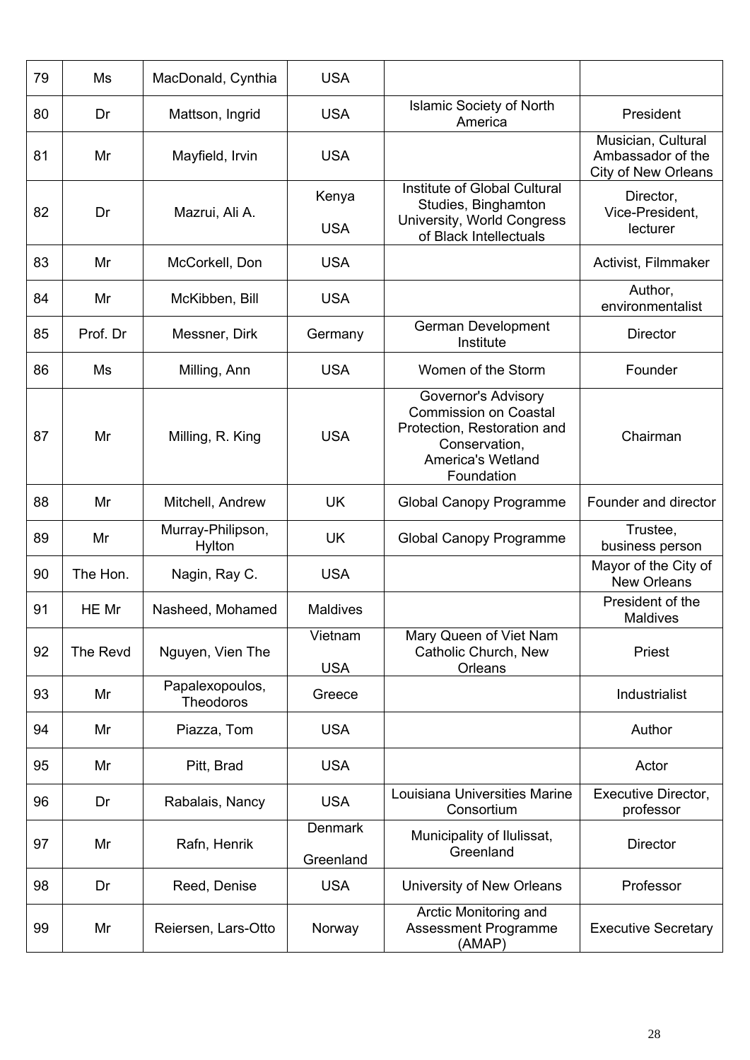| 79 | Ms | MacDonald, Cynthia | USA | | |
|---|---|---|---|---|---|
| 80 | Dr | Mattson, Ingrid | USA | Islamic Society of North America | President |
| 81 | Mr | Mayfield, Irvin | USA | | Musician, Cultural Ambassador of the City of New Orleans |
| 82 | Dr | Mazrui, Ali A. | Kenya<br>USA | Institute of Global Cultural Studies, Binghamton University, World Congress of Black Intellectuals | Director, Vice-President, lecturer |
| 83 | Mr | McCorkell, Don | USA | | Activist, Filmmaker |
| 84 | Mr | McKibben, Bill | USA | | Author, environmentalist |
| 85 | Prof. Dr | Messner, Dirk | Germany | German Development Institute | Director |
| 86 | Ms | Milling, Ann | USA | Women of the Storm | Founder |
| 87 | Mr | Milling, R. King | USA | Governor's Advisory Commission on Coastal Protection, Restoration and Conservation, America's Wetland Foundation | Chairman |
| 88 | Mr | Mitchell, Andrew | UK | Global Canopy Programme | Founder and director |
| 89 | Mr | Murray-Philipson, Hylton | UK | Global Canopy Programme | Trustee, business person |
| 90 | The Hon. | Nagin, Ray C. | USA | | Mayor of the City of New Orleans |
| 91 | HE Mr | Nasheed, Mohamed | Maldives | | President of the Maldives |
| 92 | The Revd | Nguyen, Vien The | Vietnam<br>USA | Mary Queen of Viet Nam Catholic Church, New Orleans | Priest |
| 93 | Mr | Papalexopoulos, Theodoros | Greece | | Industrialist |
| 94 | Mr | Piazza, Tom | USA | | Author |
| 95 | Mr | Pitt, Brad | USA | | Actor |
| 96 | Dr | Rabalais, Nancy | USA | Louisiana Universities Marine Consortium | Executive Director, professor |
| 97 | Mr | Rafn, Henrik | Denmark<br>Greenland | Municipality of Ilulissat, Greenland | Director |
| 98 | Dr | Reed, Denise | USA | University of New Orleans | Professor |
| 99 | Mr | Reiersen, Lars-Otto | Norway | Arctic Monitoring and Assessment Programme (AMAP) | Executive Secretary |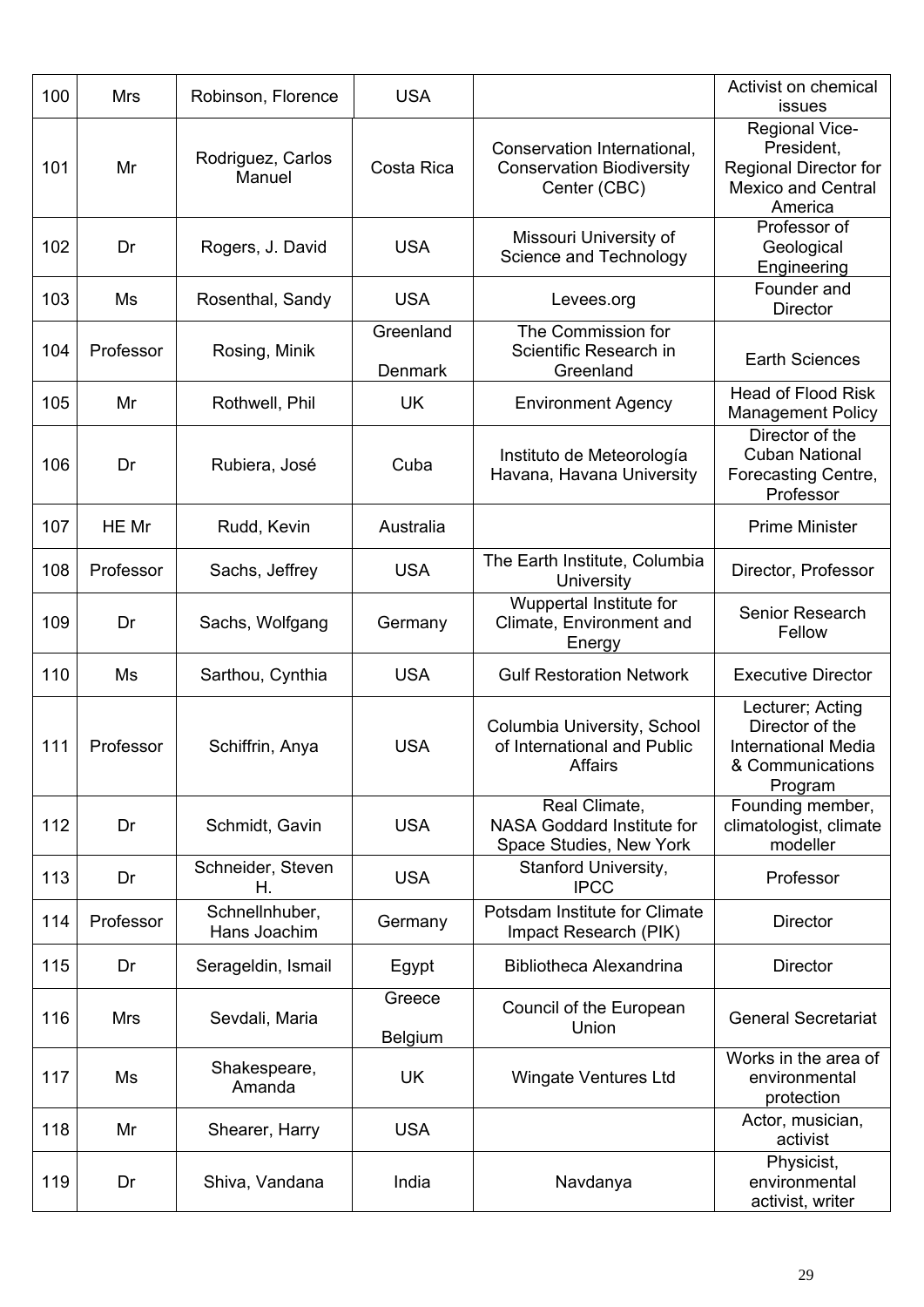| 100 | Mrs | Robinson, Florence | USA | | Activist on chemical issues |
|---|---|---|---|---|---|
| 101 | Mr | Rodriguez, Carlos Manuel | Costa Rica | Conservation International, Conservation Biodiversity Center (CBC) | Regional Vice-President, Regional Director for Mexico and Central America |
| 102 | Dr | Rogers, J. David | USA | Missouri University of Science and Technology | Professor of Geological Engineering |
| 103 | Ms | Rosenthal, Sandy | USA | Levees.org | Founder and Director |
| 104 | Professor | Rosing, Minik | Greenland Denmark | The Commission for Scientific Research in Greenland | Earth Sciences |
| 105 | Mr | Rothwell, Phil | UK | Environment Agency | Head of Flood Risk Management Policy |
| 106 | Dr | Rubiera, José | Cuba | Instituto de Meteorología Havana, Havana University | Director of the Cuban National Forecasting Centre, Professor |
| 107 | HE Mr | Rudd, Kevin | Australia | | Prime Minister |
| 108 | Professor | Sachs, Jeffrey | USA | The Earth Institute, Columbia University | Director, Professor |
| 109 | Dr | Sachs, Wolfgang | Germany | Wuppertal Institute for Climate, Environment and Energy | Senior Research Fellow |
| 110 | Ms | Sarthou, Cynthia | USA | Gulf Restoration Network | Executive Director |
| 111 | Professor | Schiffrin, Anya | USA | Columbia University, School of International and Public Affairs | Lecturer; Acting Director of the International Media & Communications Program |
| 112 | Dr | Schmidt, Gavin | USA | Real Climate, NASA Goddard Institute for Space Studies, New York | Founding member, climatologist, climate modeller |
| 113 | Dr | Schneider, Steven H. | USA | Stanford University, IPCC | Professor |
| 114 | Professor | Schnellnhuber, Hans Joachim | Germany | Potsdam Institute for Climate Impact Research (PIK) | Director |
| 115 | Dr | Serageldin, Ismail | Egypt | Bibliotheca Alexandrina | Director |
| 116 | Mrs | Sevdali, Maria | Greece Belgium | Council of the European Union | General Secretariat |
| 117 | Ms | Shakespeare, Amanda | UK | Wingate Ventures Ltd | Works in the area of environmental protection |
| 118 | Mr | Shearer, Harry | USA | | Actor, musician, activist |
| 119 | Dr | Shiva, Vandana | India | Navdanya | Physicist, environmental activist, writer |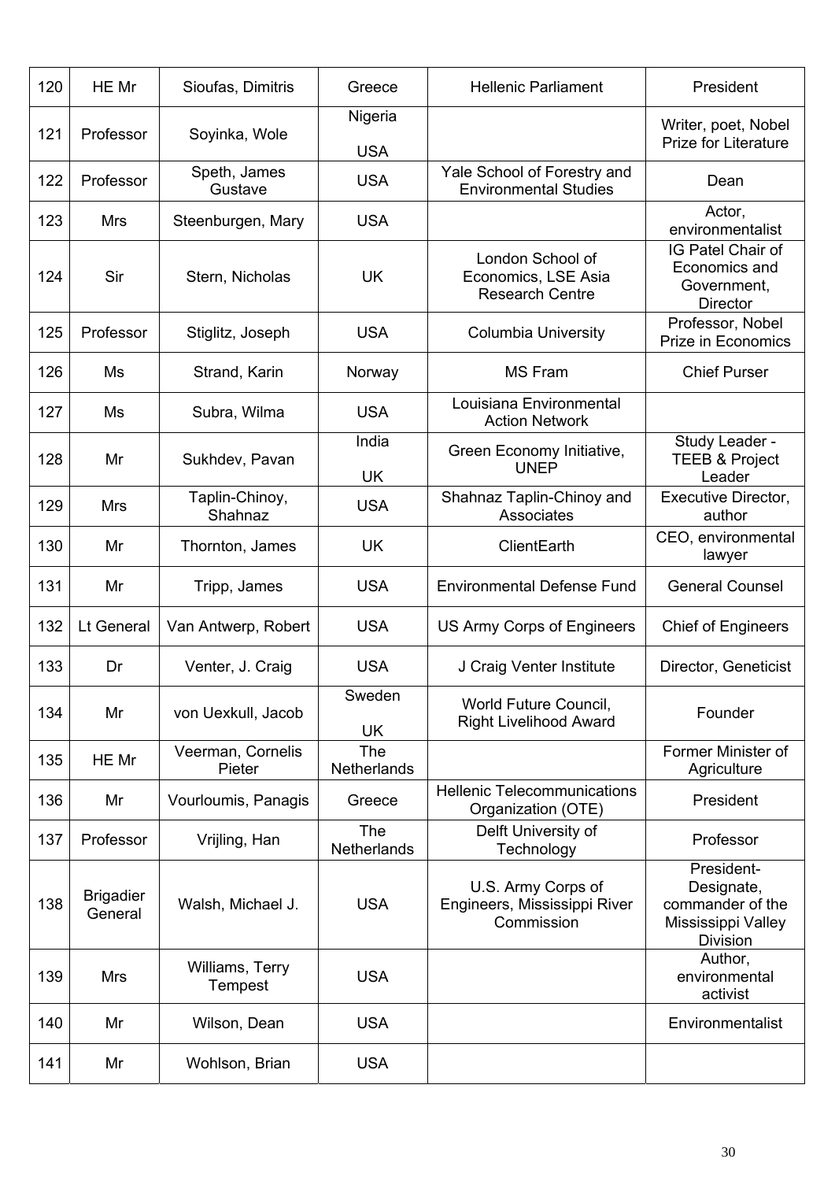| 120 | HE Mr | Sioufas, Dimitris | Greece | Hellenic Parliament | President |
|---|---|---|---|---|---|
| 121 | Professor | Soyinka, Wole | Nigeria USA | | Writer, poet, Nobel Prize for Literature |
| 122 | Professor | Speth, James Gustave | USA | Yale School of Forestry and Environmental Studies | Dean |
| 123 | Mrs | Steenburgen, Mary | USA | | Actor, environmentalist |
| 124 | Sir | Stern, Nicholas | UK | London School of Economics, LSE Asia Research Centre | IG Patel Chair of Economics and Government, Director |
| 125 | Professor | Stiglitz, Joseph | USA | Columbia University | Professor, Nobel Prize in Economics |
| 126 | Ms | Strand, Karin | Norway | MS Fram | Chief Purser |
| 127 | Ms | Subra, Wilma | USA | Louisiana Environmental Action Network | |
| 128 | Mr | Sukhdev, Pavan | India UK | Green Economy Initiative, UNEP | Study Leader - TEEB & Project Leader |
| 129 | Mrs | Taplin-Chinoy, Shahnaz | USA | Shahnaz Taplin-Chinoy and Associates | Executive Director, author |
| 130 | Mr | Thornton, James | UK | ClientEarth | CEO, environmental lawyer |
| 131 | Mr | Tripp, James | USA | Environmental Defense Fund | General Counsel |
| 132 | Lt General | Van Antwerp, Robert | USA | US Army Corps of Engineers | Chief of Engineers |
| 133 | Dr | Venter, J. Craig | USA | J Craig Venter Institute | Director, Geneticist |
| 134 | Mr | von Uexkull, Jacob | Sweden UK | World Future Council, Right Livelihood Award | Founder |
| 135 | HE Mr | Veerman, Cornelis Pieter | The Netherlands | | Former Minister of Agriculture |
| 136 | Mr | Vourloumis, Panagis | Greece | Hellenic Telecommunications Organization (OTE) | President |
| 137 | Professor | Vrijling, Han | The Netherlands | Delft University of Technology | Professor |
| 138 | Brigadier General | Walsh, Michael J. | USA | U.S. Army Corps of Engineers, Mississippi River Commission | President-Designate, commander of the Mississippi Valley Division |
| 139 | Mrs | Williams, Terry Tempest | USA | | Author, environmental activist |
| 140 | Mr | Wilson, Dean | USA | | Environmentalist |
| 141 | Mr | Wohlson, Brian | USA | | |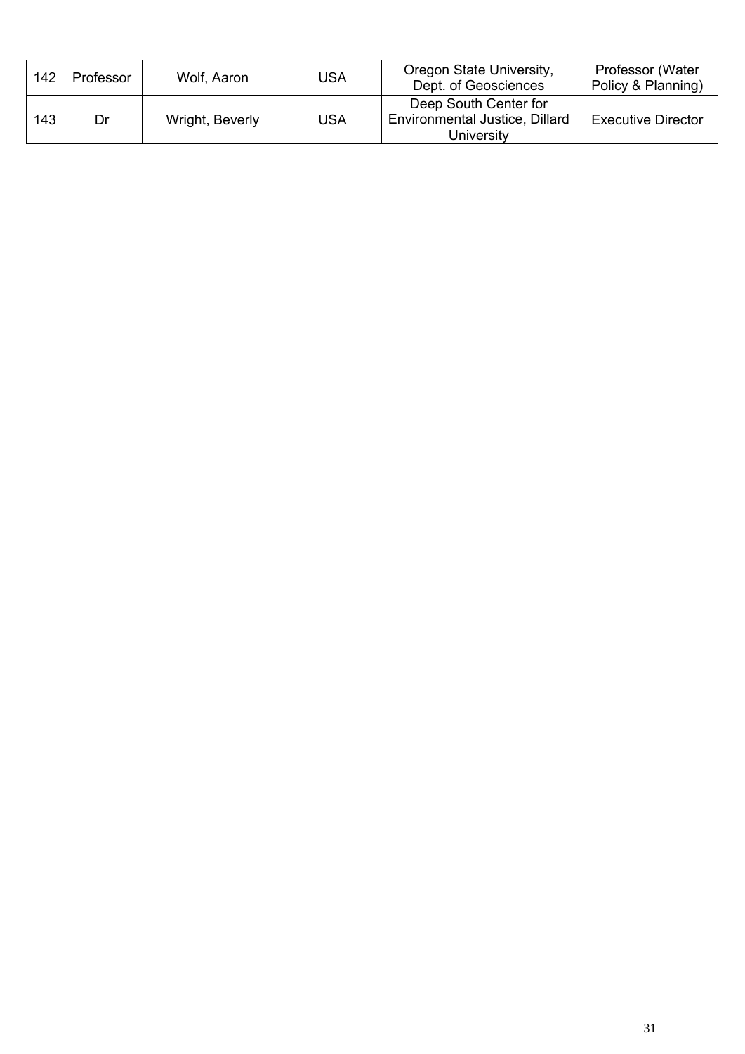| 142 | Professor | Wolf, Aaron | USA | Oregon State University, Dept. of Geosciences | Professor (Water Policy & Planning) |
|---|---|---|---|---|---|
| 143 | Dr | Wright, Beverly | USA | Deep South Center for Environmental Justice, Dillard University | Executive Director |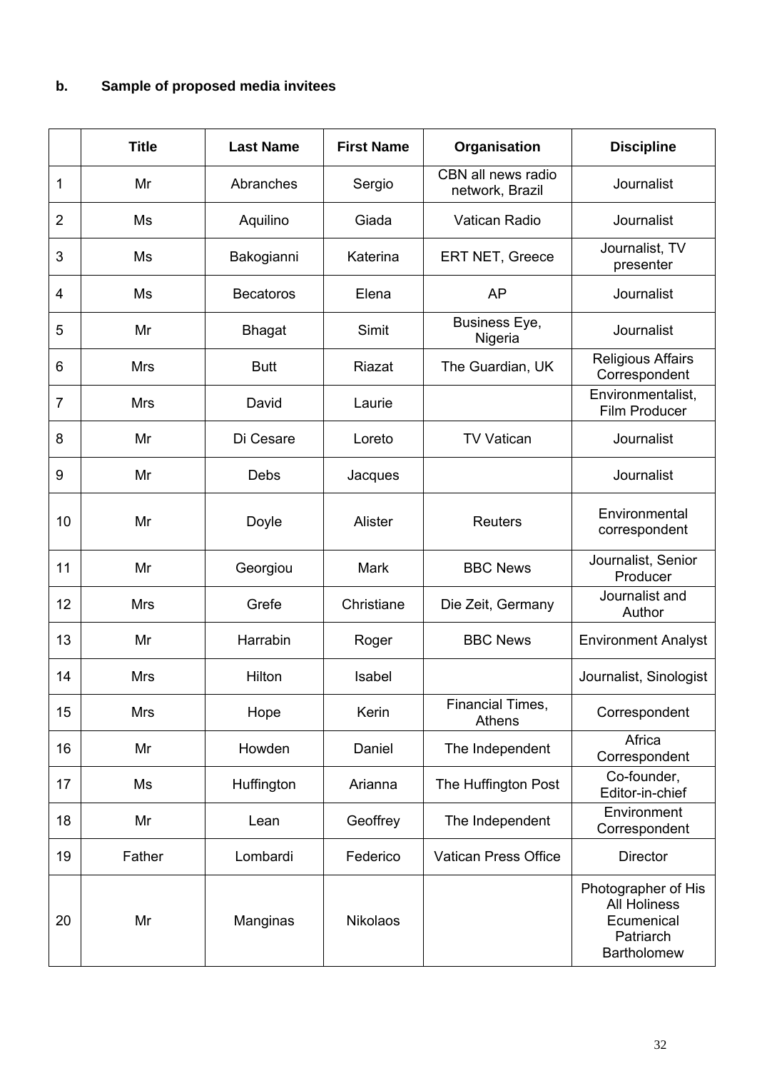**b. Sample of proposed media invitees**

| | Title | Last Name | First Name | Organisation | Discipline |
|---|---|---|---|---|---|
| 1 | Mr | Abranches | Sergio | CBN all news radio network, Brazil | Journalist |
| 2 | Ms | Aquilino | Giada | Vatican Radio | Journalist |
| 3 | Ms | Bakogianni | Katerina | ERT NET, Greece | Journalist, TV presenter |
| 4 | Ms | Becatoros | Elena | AP | Journalist |
| 5 | Mr | Bhagat | Simit | Business Eye, Nigeria | Journalist |
| 6 | Mrs | Butt | Riazat | The Guardian, UK | Religious Affairs Correspondent |
| 7 | Mrs | David | Laurie | | Environmentalist, Film Producer |
| 8 | Mr | Di Cesare | Loreto | TV Vatican | Journalist |
| 9 | Mr | Debs | Jacques | | Journalist |
| 10 | Mr | Doyle | Alister | Reuters | Environmental correspondent |
| 11 | Mr | Georgiou | Mark | BBC News | Journalist, Senior Producer |
| 12 | Mrs | Grefe | Christiane | Die Zeit, Germany | Journalist and Author |
| 13 | Mr | Harrabin | Roger | BBC News | Environment Analyst |
| 14 | Mrs | Hilton | Isabel | | Journalist, Sinologist |
| 15 | Mrs | Hope | Kerin | Financial Times, Athens | Correspondent |
| 16 | Mr | Howden | Daniel | The Independent | Africa Correspondent |
| 17 | Ms | Huffington | Arianna | The Huffington Post | Co-founder, Editor-in-chief |
| 18 | Mr | Lean | Geoffrey | The Independent | Environment Correspondent |
| 19 | Father | Lombardi | Federico | Vatican Press Office | Director |
| 20 | Mr | Manginas | Nikolaos | | Photographer of His All Holiness Ecumenical Patriarch Bartholomew |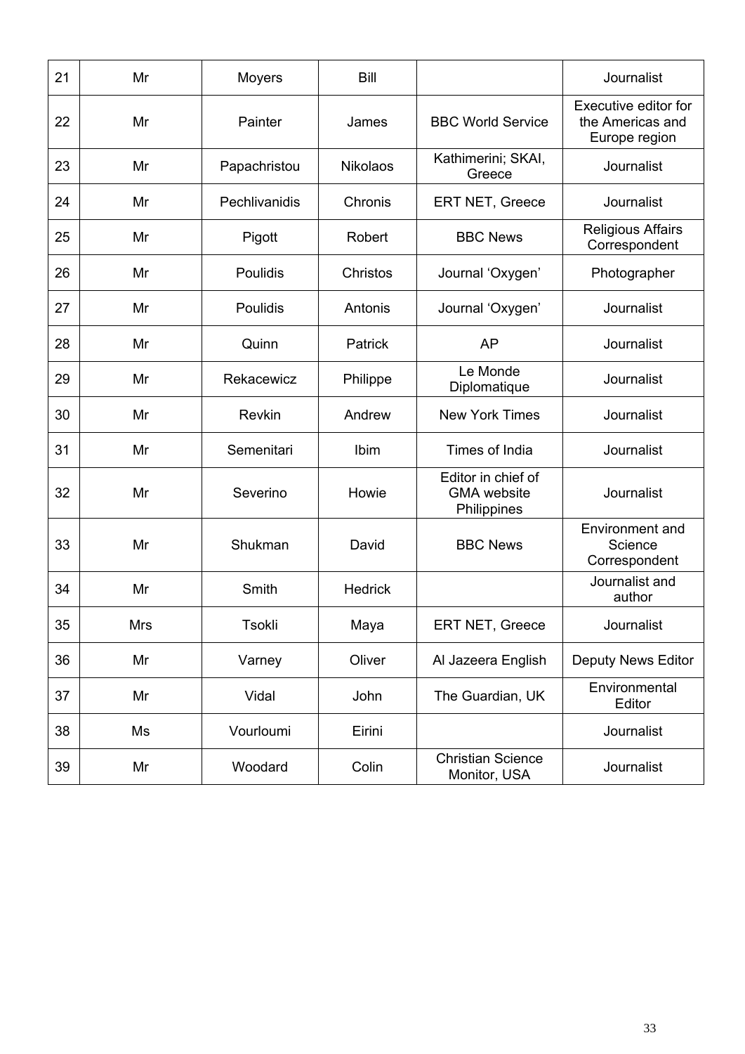| | | | | | |
|---|---|---|---|---|---|
| 21 | Mr | Moyers | Bill | | Journalist |
| 22 | Mr | Painter | James | BBC World Service | Executive editor for the Americas and Europe region |
| 23 | Mr | Papachristou | Nikolaos | Kathimerini; SKAI, Greece | Journalist |
| 24 | Mr | Pechlivanidis | Chronis | ERT NET, Greece | Journalist |
| 25 | Mr | Pigott | Robert | BBC News | Religious Affairs Correspondent |
| 26 | Mr | Poulidis | Christos | Journal 'Oxygen' | Photographer |
| 27 | Mr | Poulidis | Antonis | Journal 'Oxygen' | Journalist |
| 28 | Mr | Quinn | Patrick | AP | Journalist |
| 29 | Mr | Rekacewicz | Philippe | Le Monde Diplomatique | Journalist |
| 30 | Mr | Revkin | Andrew | New York Times | Journalist |
| 31 | Mr | Semenitari | Ibim | Times of India | Journalist |
| 32 | Mr | Severino | Howie | Editor in chief of GMA website Philippines | Journalist |
| 33 | Mr | Shukman | David | BBC News | Environment and Science Correspondent |
| 34 | Mr | Smith | Hedrick | | Journalist and author |
| 35 | Mrs | Tsokli | Maya | ERT NET, Greece | Journalist |
| 36 | Mr | Varney | Oliver | Al Jazeera English | Deputy News Editor |
| 37 | Mr | Vidal | John | The Guardian, UK | Environmental Editor |
| 38 | Ms | Vourloumi | Eirini | | Journalist |
| 39 | Mr | Woodard | Colin | Christian Science Monitor, USA | Journalist |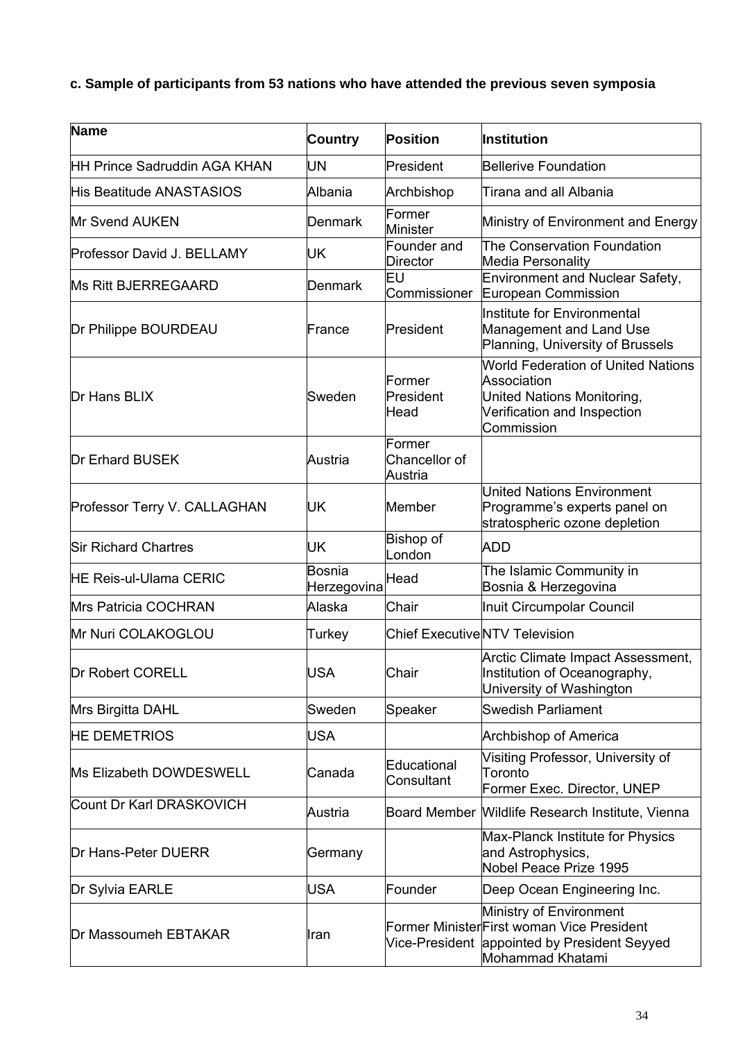**c. Sample of participants from 53 nations who have attended the previous seven symposia**

| Name | Country | Position | Institution |
|---|---|---|---|
| HH Prince Sadruddin AGA KHAN | UN | President | Bellerive Foundation |
| His Beatitude ANASTASIOS | Albania | Archbishop | Tirana and all Albania |
| Mr Svend AUKEN | Denmark | Former Minister | Ministry of Environment and Energy |
| Professor David J. BELLAMY | UK | Founder and Director | The Conservation Foundation Media Personality |
| Ms Ritt BJERREGAARD | Denmark | EU Commissioner | Environment and Nuclear Safety, European Commission |
| Dr Philippe BOURDEAU | France | President | Institute for Environmental Management and Land Use Planning, University of Brussels |
| Dr Hans BLIX | Sweden | Former President Head | World Federation of United Nations Association United Nations Monitoring, Verification and Inspection Commission |
| Dr Erhard BUSEK | Austria | Former Chancellor of Austria | |
| Professor Terry V. CALLAGHAN | UK | Member | United Nations Environment Programme's experts panel on stratospheric ozone depletion |
| Sir Richard Chartres | UK | Bishop of London | ADD |
| HE Reis-ul-Ulama CERIC | Bosnia Herzegovina | Head | The Islamic Community in Bosnia & Herzegovina |
| Mrs Patricia COCHRAN | Alaska | Chair | Inuit Circumpolar Council |
| Mr Nuri COLAKOGLOU | Turkey | Chief Executive | NTV Television |
| Dr Robert CORELL | USA | Chair | Arctic Climate Impact Assessment, Institution of Oceanography, University of Washington |
| Mrs Birgitta DAHL | Sweden | Speaker | Swedish Parliament |
| HE DEMETRIOS | USA | | Archbishop of America |
| Ms Elizabeth DOWDESWELL | Canada | Educational Consultant | Visiting Professor, University of Toronto Former Exec. Director, UNEP |
| Count Dr Karl DRASKOVICH | Austria | Board Member | Wildlife Research Institute, Vienna |
| Dr Hans-Peter DUERR | Germany | | Max-Planck Institute for Physics and Astrophysics, Nobel Peace Prize 1995 |
| Dr Sylvia EARLE | USA | Founder | Deep Ocean Engineering Inc. |
| Dr Massoumeh EBTAKAR | Iran | Former Minister Vice-President | Ministry of Environment First woman Vice President appointed by President Seyyed Mohammad Khatami |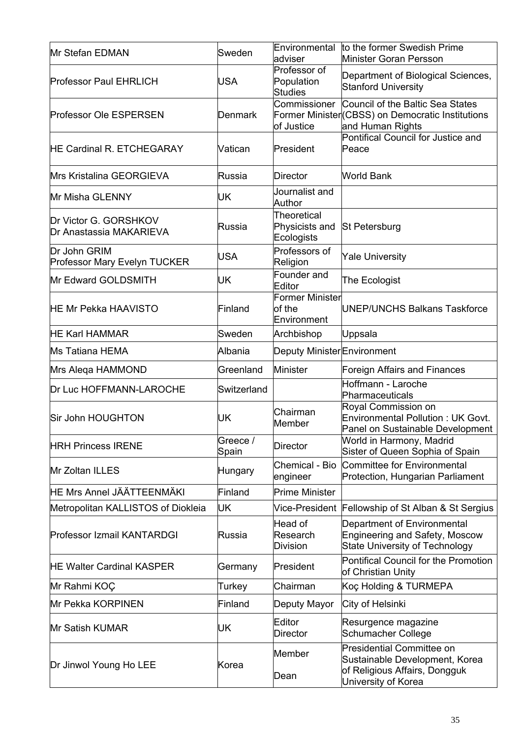| | | | |
|---|---|---|---|
| Mr Stefan EDMAN | Sweden | Environmental adviser | to the former Swedish Prime Minister Goran Persson |
| Professor Paul EHRLICH | USA | Professor of Population Studies | Department of Biological Sciences, Stanford University |
| Professor Ole ESPERSEN | Denmark | Commissioner Former Minister of Justice | Council of the Baltic Sea States (CBSS) on Democratic Institutions and Human Rights |
| HE Cardinal R. ETCHEGARAY | Vatican | President | Pontifical Council for Justice and Peace |
| Mrs Kristalina GEORGIEVA | Russia | Director | World Bank |
| Mr Misha GLENNY | UK | Journalist and Author | |
| Dr Victor G. GORSHKOV<br>Dr Anastassia MAKARIEVA | Russia | Theoretical Physicists and Ecologists | St Petersburg |
| Dr John GRIM<br>Professor Mary Evelyn TUCKER | USA | Professors of Religion | Yale University |
| Mr Edward GOLDSMITH | UK | Founder and Editor | The Ecologist |
| HE Mr Pekka HAAVISTO | Finland | Former Minister of the Environment | UNEP/UNCHS Balkans Taskforce |
| HE Karl HAMMAR | Sweden | Archbishop | Uppsala |
| Ms Tatiana HEMA | Albania | Deputy Minister | Environment |
| Mrs Aleqa HAMMOND | Greenland | Minister | Foreign Affairs and Finances |
| Dr Luc HOFFMANN-LAROCHE | Switzerland | | Hoffmann - Laroche Pharmaceuticals |
| Sir John HOUGHTON | UK | Chairman<br>Member | Royal Commission on Environmental Pollution : UK Govt. Panel on Sustainable Development |
| HRH Princess IRENE | Greece / Spain | Director | World in Harmony, Madrid<br>Sister of Queen Sophia of Spain |
| Mr Zoltan ILLES | Hungary | Chemical - Bio engineer | Committee for Environmental Protection, Hungarian Parliament |
| HE Mrs Annel JÄÄTTEENMÄKI | Finland | Prime Minister | |
| Metropolitan KALLISTOS of Diokleia | UK | Vice-President | Fellowship of St Alban & St Sergius |
| Professor Izmail KANTARDGI | Russia | Head of Research Division | Department of Environmental Engineering and Safety, Moscow State University of Technology |
| HE Walter Cardinal KASPER | Germany | President | Pontifical Council for the Promotion of Christian Unity |
| Mr Rahmi KOÇ | Turkey | Chairman | Koç Holding & TURMEPA |
| Mr Pekka KORPINEN | Finland | Deputy Mayor | City of Helsinki |
| Mr Satish KUMAR | UK | Editor<br>Director | Resurgence magazine<br>Schumacher College |
| Dr Jinwol Young Ho LEE | Korea | Member<br><br>Dean | Presidential Committee on Sustainable Development, Korea<br>of Religious Affairs, Dongguk University of Korea |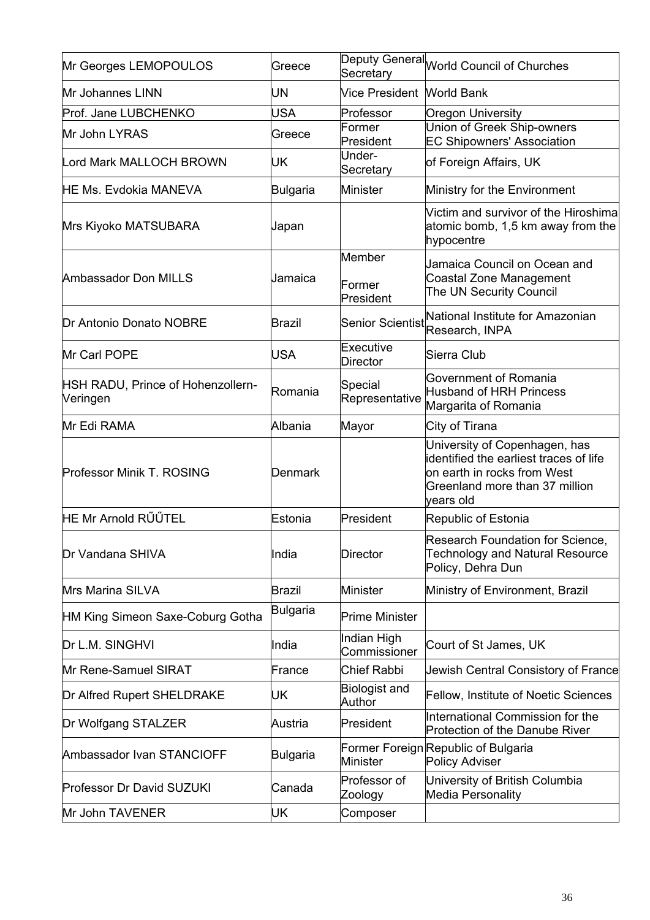| | | | |
|---|---|---|---|
| Mr Georges LEMOPOULOS | Greece | Deputy General Secretary | World Council of Churches |
| Mr Johannes LINN | UN | Vice President | World Bank |
| Prof. Jane LUBCHENKO | USA | Professor | Oregon University |
| Mr John LYRAS | Greece | Former President | Union of Greek Ship-owners<br>EC Shipowners' Association |
| Lord Mark MALLOCH BROWN | UK | Under-Secretary | of Foreign Affairs, UK |
| HE Ms. Evdokia MANEVA | Bulgaria | Minister | Ministry for the Environment |
| Mrs Kiyoko MATSUBARA | Japan | | Victim and survivor of the Hiroshima atomic bomb, 1,5 km away from the hypocentre |
| Ambassador Don MILLS | Jamaica | Member<br><br>Former President | Jamaica Council on Ocean and Coastal Zone Management<br>The UN Security Council |
| Dr Antonio Donato NOBRE | Brazil | Senior Scientist | National Institute for Amazonian Research, INPA |
| Mr Carl POPE | USA | Executive Director | Sierra Club |
| HSH RADU, Prince of Hohenzollern-Veringen | Romania | Special Representative | Government of Romania<br>Husband of HRH Princess Margarita of Romania |
| Mr Edi RAMA | Albania | Mayor | City of Tirana |
| Professor Minik T. ROSING | Denmark | | University of Copenhagen, has identified the earliest traces of life on earth in rocks from West Greenland more than 37 million years old |
| HE Mr Arnold RŰŰTEL | Estonia | President | Republic of Estonia |
| Dr Vandana SHIVA | India | Director | Research Foundation for Science, Technology and Natural Resource Policy, Dehra Dun |
| Mrs Marina SILVA | Brazil | Minister | Ministry of Environment, Brazil |
| HM King Simeon Saxe-Coburg Gotha | Bulgaria | Prime Minister | |
| Dr L.M. SINGHVI | India | Indian High Commissioner | Court of St James, UK |
| Mr Rene-Samuel SIRAT | France | Chief Rabbi | Jewish Central Consistory of France |
| Dr Alfred Rupert SHELDRAKE | UK | Biologist and Author | Fellow, Institute of Noetic Sciences |
| Dr Wolfgang STALZER | Austria | President | International Commission for the Protection of the Danube River |
| Ambassador Ivan STANCIOFF | Bulgaria | Former Foreign Minister | Republic of Bulgaria<br>Policy Adviser |
| Professor Dr David SUZUKI | Canada | Professor of Zoology | University of British Columbia<br>Media Personality |
| Mr John TAVENER | UK | Composer | |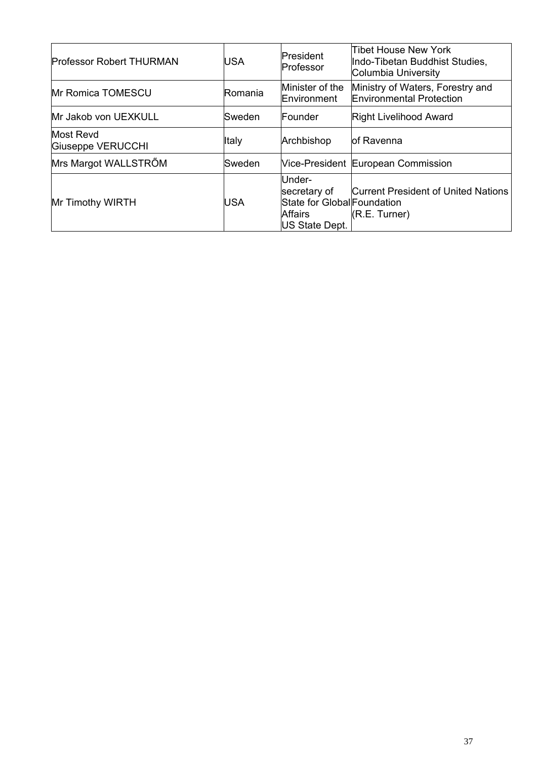| | | | |
|---|---|---|---|
| Professor Robert THURMAN | USA | President Professor | Tibet House New York Indo-Tibetan Buddhist Studies, Columbia University |
| Mr Romica TOMESCU | Romania | Minister of the Environment | Ministry of Waters, Forestry and Environmental Protection |
| Mr Jakob von UEXKULL | Sweden | Founder | Right Livelihood Award |
| Most Revd Giuseppe VERUCCHI | Italy | Archbishop | of Ravenna |
| Mrs Margot WALLSTRŐM | Sweden | Vice-President | European Commission |
| Mr Timothy WIRTH | USA | Under-secretary of State for Global Affairs US State Dept. | Current President of United Nations Foundation (R.E. Turner) |